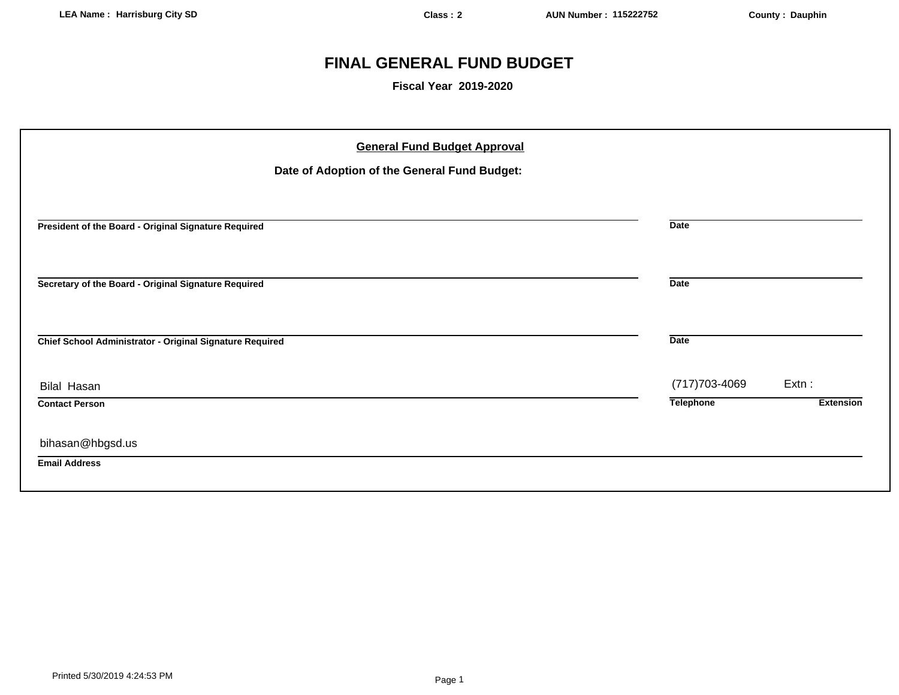LEA Name : Harrisburg City SD | Class : 2 | AUN Number : 115222752 | County : Dauphin

# FINAL GENERAL FUND BUDGET

**Fiscal Year 2019-2020**

## General Fund Budget Approval

**Date of Adoption of the General Fund Budget:**

______________________________________ ______________
**President of the Board - Original Signature Required** **Date**

______________________________________ ______________
**Secretary of the Board - Original Signature Required** **Date**

______________________________________ ______________
**Chief School Administrator - Original Signature Required** **Date**

Bilal Hasan
**Contact Person**

(717)703-4069 Extn :
**Telephone** **Extension**

bihasan@hbgsd.us
**Email Address**

Printed 5/30/2019 4:24:53 PM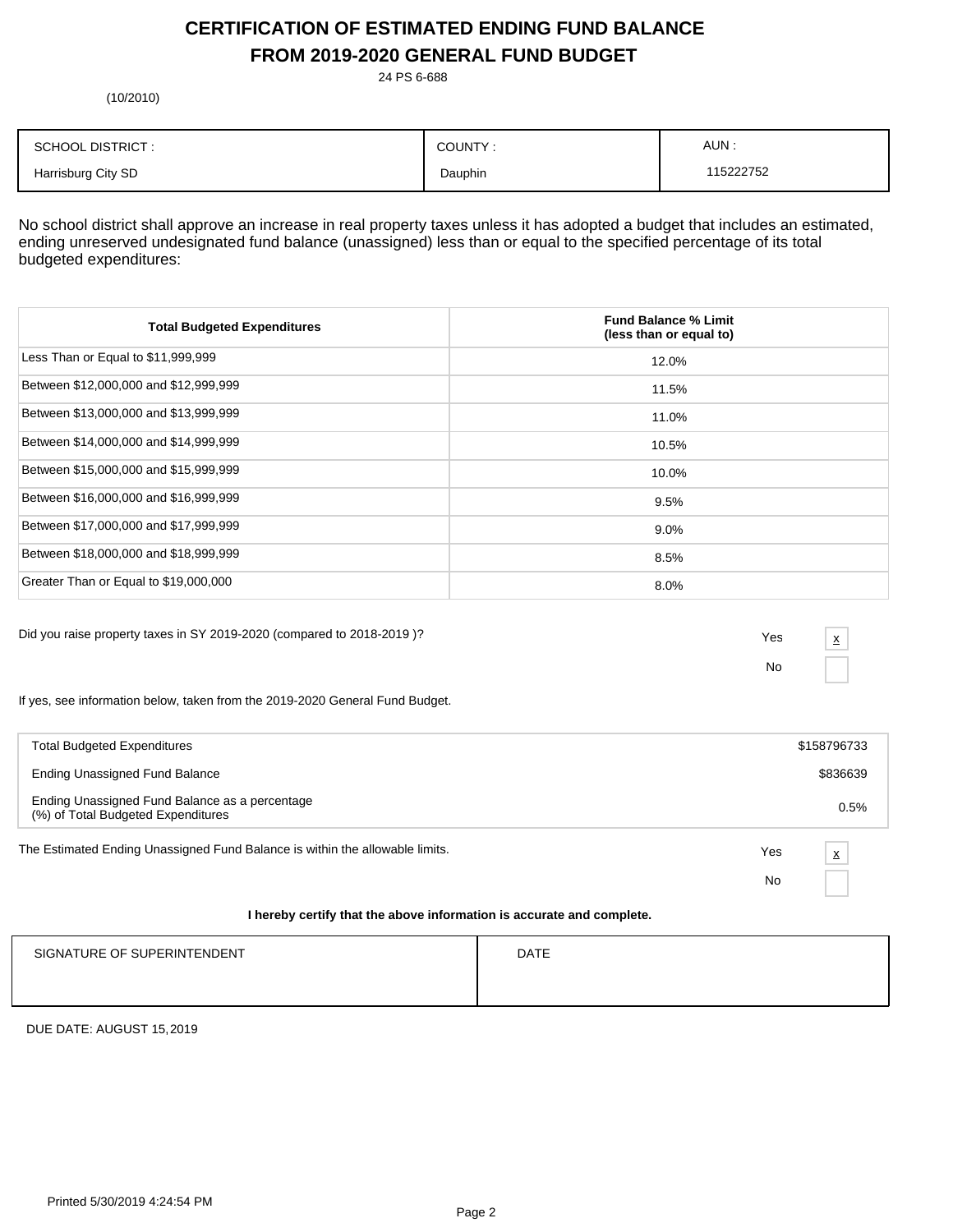# CERTIFICATION OF ESTIMATED ENDING FUND BALANCE
# FROM 2019-2020 GENERAL FUND BUDGET

24 PS 6-688

(10/2010)

| SCHOOL DISTRICT : | COUNTY : | AUN : |
|---|---|---|
| Harrisburg City SD | Dauphin | 115222752 |

No school district shall approve an increase in real property taxes unless it has adopted a budget that includes an estimated, ending unreserved undesignated fund balance (unassigned) less than or equal to the specified percentage of its total budgeted expenditures:

| Total Budgeted Expenditures | Fund Balance % Limit (less than or equal to) |
|---|---|
| Less Than or Equal to $11,999,999 | 12.0% |
| Between $12,000,000 and $12,999,999 | 11.5% |
| Between $13,000,000 and $13,999,999 | 11.0% |
| Between $14,000,000 and $14,999,999 | 10.5% |
| Between $15,000,000 and $15,999,999 | 10.0% |
| Between $16,000,000 and $16,999,999 | 9.5% |
| Between $17,000,000 and $17,999,999 | 9.0% |
| Between $18,000,000 and $18,999,999 | 8.5% |
| Greater Than or Equal to $19,000,000 | 8.0% |

Did you raise property taxes in SY 2019-2020 (compared to 2018-2019 )?

Yes [x]

No [ ]

If yes, see information below, taken from the 2019-2020 General Fund Budget.

| | |
|---|---|
| Total Budgeted Expenditures | $158796733 |
| Ending Unassigned Fund Balance | $836639 |
| Ending Unassigned Fund Balance as a percentage (%) of Total Budgeted Expenditures | 0.5% |

The Estimated Ending Unassigned Fund Balance is within the allowable limits.

Yes [x]

No [ ]

**I hereby certify that the above information is accurate and complete.**

| SIGNATURE OF SUPERINTENDENT | DATE |
|---|---|
| | |

DUE DATE: AUGUST 15, 2019

Printed 5/30/2019 4:24:54 PM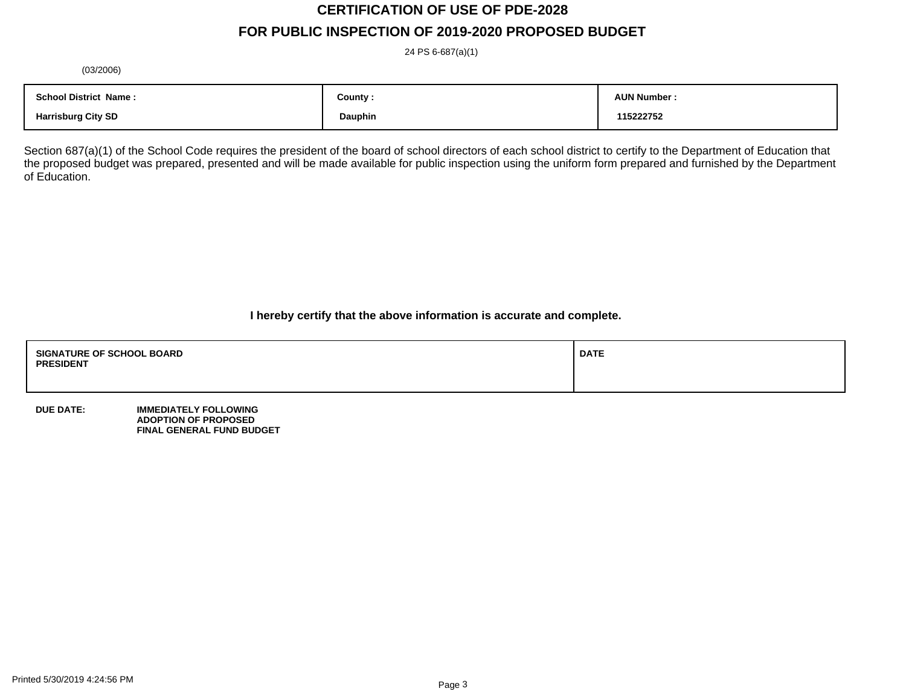# CERTIFICATION OF USE OF PDE-2028

## FOR PUBLIC INSPECTION OF 2019-2020 PROPOSED BUDGET

24 PS 6-687(a)(1)

(03/2006)

| School District Name : | County : | AUN Number : |
|---|---|---|
| Harrisburg City SD | Dauphin | 115222752 |

Section 687(a)(1) of the School Code requires the president of the board of school directors of each school district to certify to the Department of Education that the proposed budget was prepared, presented and will be made available for public inspection using the uniform form prepared and furnished by the Department of Education.

**I hereby certify that the above information is accurate and complete.**

| SIGNATURE OF SCHOOL BOARD PRESIDENT | DATE |
|---|---|
| | |

**DUE DATE:** **IMMEDIATELY FOLLOWING ADOPTION OF PROPOSED FINAL GENERAL FUND BUDGET**

Printed 5/30/2019 4:24:56 PM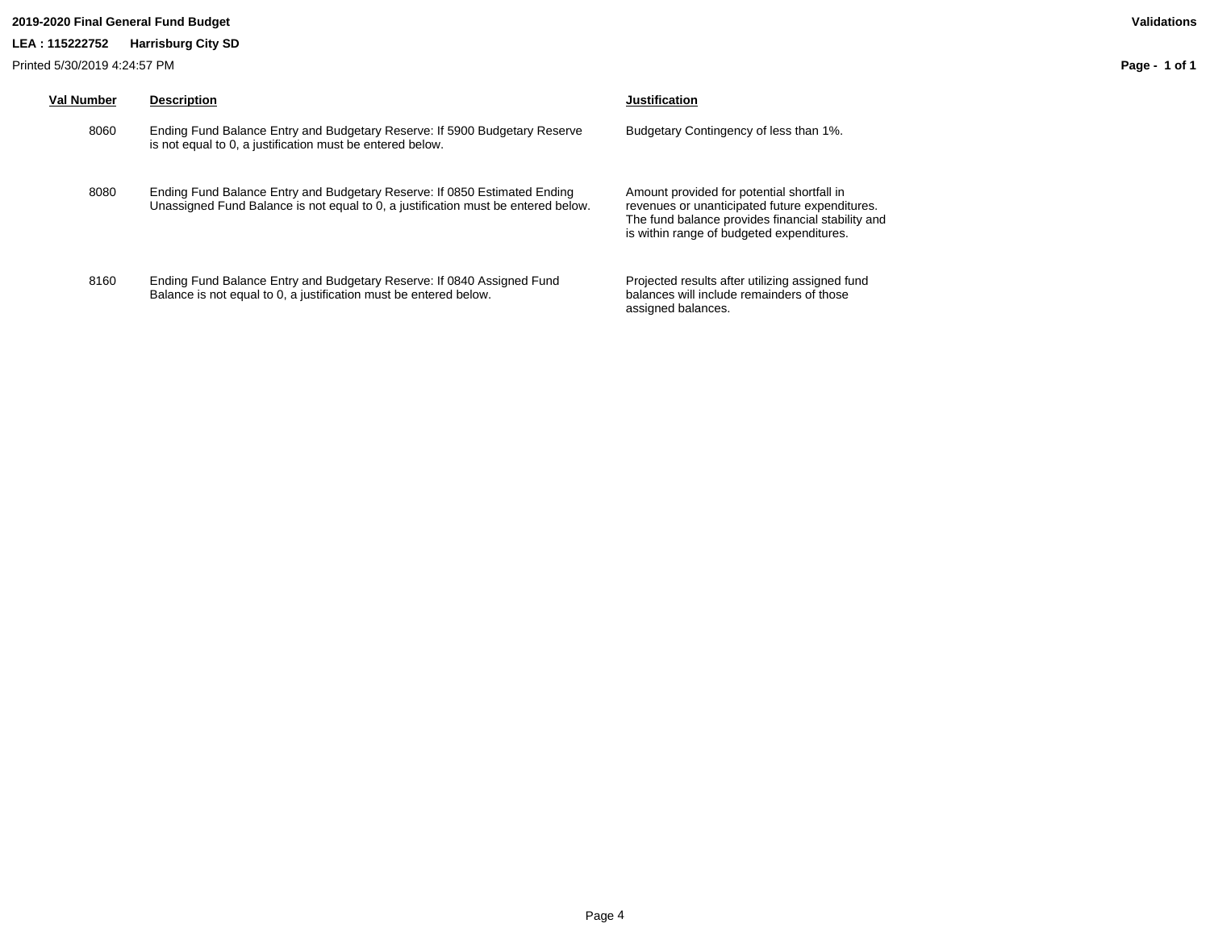**2019-2020 Final General Fund Budget** **Validations**

**LEA : 115222752 Harrisburg City SD**

Printed 5/30/2019 4:24:57 PM

| Val Number | Description | Justification |
|---|---|---|
| 8060 | Ending Fund Balance Entry and Budgetary Reserve: If 5900 Budgetary Reserve is not equal to 0, a justification must be entered below. | Budgetary Contingency of less than 1%. |
| 8080 | Ending Fund Balance Entry and Budgetary Reserve: If 0850 Estimated Ending Unassigned Fund Balance is not equal to 0, a justification must be entered below. | Amount provided for potential shortfall in revenues or unanticipated future expenditures. The fund balance provides financial stability and is within range of budgeted expenditures. |
| 8160 | Ending Fund Balance Entry and Budgetary Reserve: If 0840 Assigned Fund Balance is not equal to 0, a justification must be entered below. | Projected results after utilizing assigned fund balances will include remainders of those assigned balances. |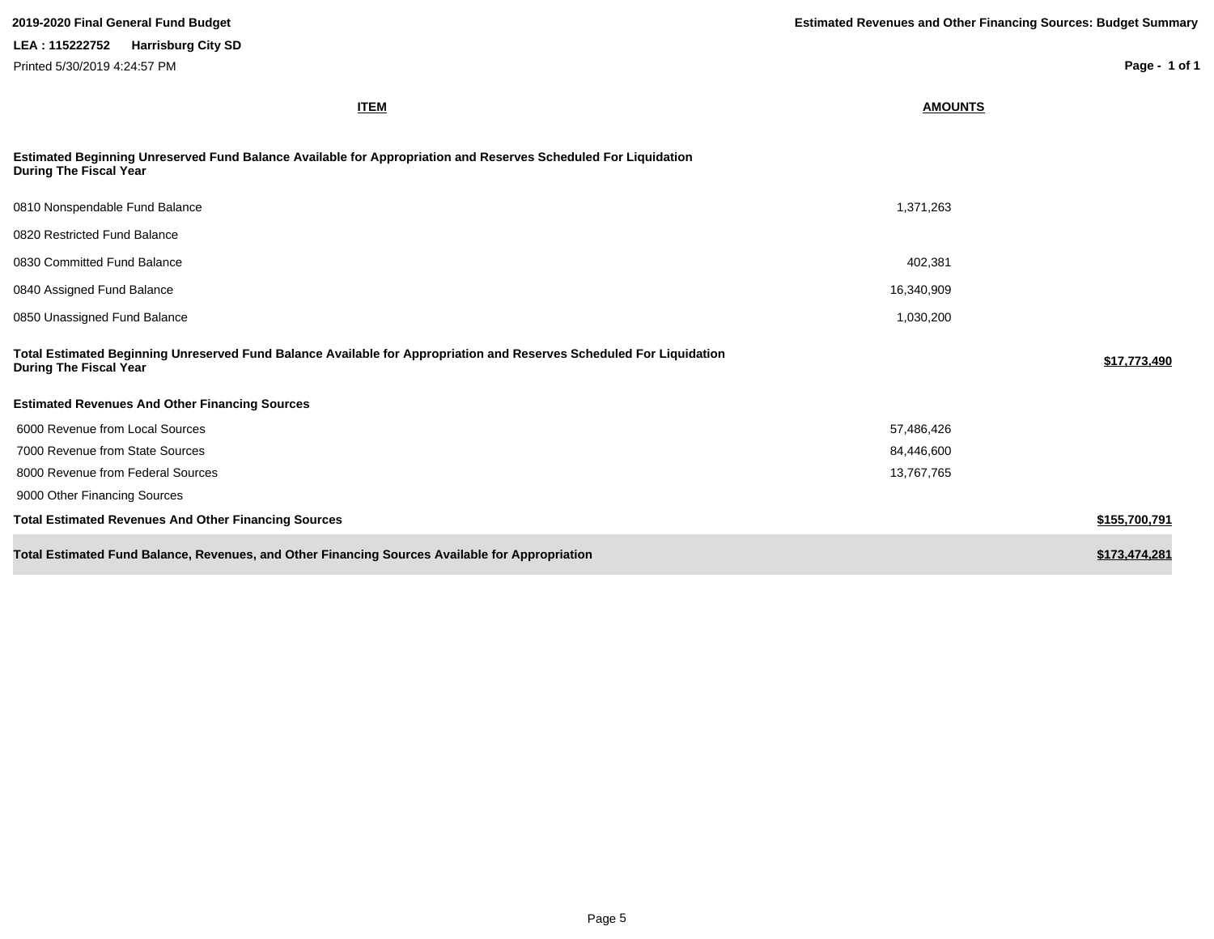2019-2020 Final General Fund Budget

**Estimated Revenues and Other Financing Sources: Budget Summary**

**LEA : 115222752 Harrisburg City SD**

Printed 5/30/2019 4:24:57 PM

| ITEM | AMOUNTS | |
|---|---|---|
| **Estimated Beginning Unreserved Fund Balance Available for Appropriation and Reserves Scheduled For Liquidation During The Fiscal Year** | | |
| 0810 Nonspendable Fund Balance | 1,371,263 | |
| 0820 Restricted Fund Balance | | |
| 0830 Committed Fund Balance | 402,381 | |
| 0840 Assigned Fund Balance | 16,340,909 | |
| 0850 Unassigned Fund Balance | 1,030,200 | |
| **Total Estimated Beginning Unreserved Fund Balance Available for Appropriation and Reserves Scheduled For Liquidation During The Fiscal Year** | | **$17,773,490** |
| **Estimated Revenues And Other Financing Sources** | | |
| 6000 Revenue from Local Sources | 57,486,426 | |
| 7000 Revenue from State Sources | 84,446,600 | |
| 8000 Revenue from Federal Sources | 13,767,765 | |
| 9000 Other Financing Sources | | |
| **Total Estimated Revenues And Other Financing Sources** | | **$155,700,791** |
| **Total Estimated Fund Balance, Revenues, and Other Financing Sources Available for Appropriation** | | **$173,474,281** |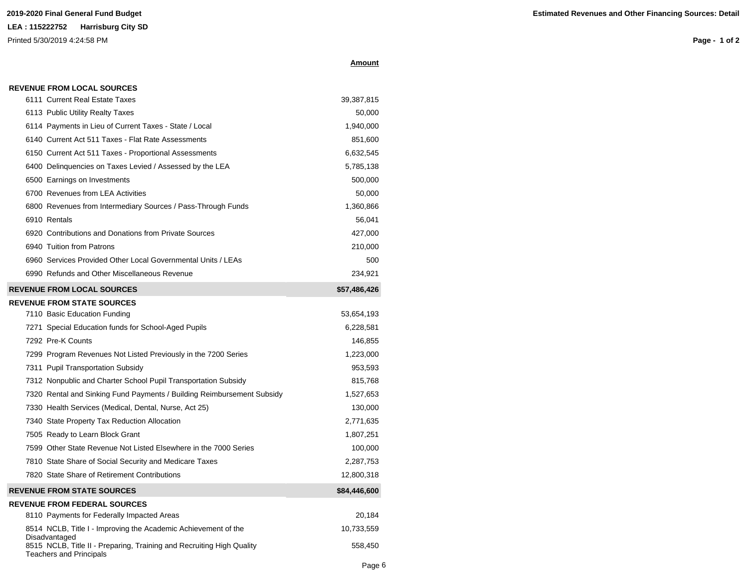**2019-2020 Final General Fund Budget**

**LEA : 115222752 Harrisburg City SD**

Printed 5/30/2019 4:24:58 PM

**Estimated Revenues and Other Financing Sources: Detail**

| | **Amount** |
|---|---:|
| **REVENUE FROM LOCAL SOURCES** | |
| 6111 Current Real Estate Taxes | 39,387,815 |
| 6113 Public Utility Realty Taxes | 50,000 |
| 6114 Payments in Lieu of Current Taxes - State / Local | 1,940,000 |
| 6140 Current Act 511 Taxes - Flat Rate Assessments | 851,600 |
| 6150 Current Act 511 Taxes - Proportional Assessments | 6,632,545 |
| 6400 Delinquencies on Taxes Levied / Assessed by the LEA | 5,785,138 |
| 6500 Earnings on Investments | 500,000 |
| 6700 Revenues from LEA Activities | 50,000 |
| 6800 Revenues from Intermediary Sources / Pass-Through Funds | 1,360,866 |
| 6910 Rentals | 56,041 |
| 6920 Contributions and Donations from Private Sources | 427,000 |
| 6940 Tuition from Patrons | 210,000 |
| 6960 Services Provided Other Local Governmental Units / LEAs | 500 |
| 6990 Refunds and Other Miscellaneous Revenue | 234,921 |
| **REVENUE FROM LOCAL SOURCES** | **$57,486,426** |
| **REVENUE FROM STATE SOURCES** | |
| 7110 Basic Education Funding | 53,654,193 |
| 7271 Special Education funds for School-Aged Pupils | 6,228,581 |
| 7292 Pre-K Counts | 146,855 |
| 7299 Program Revenues Not Listed Previously in the 7200 Series | 1,223,000 |
| 7311 Pupil Transportation Subsidy | 953,593 |
| 7312 Nonpublic and Charter School Pupil Transportation Subsidy | 815,768 |
| 7320 Rental and Sinking Fund Payments / Building Reimbursement Subsidy | 1,527,653 |
| 7330 Health Services (Medical, Dental, Nurse, Act 25) | 130,000 |
| 7340 State Property Tax Reduction Allocation | 2,771,635 |
| 7505 Ready to Learn Block Grant | 1,807,251 |
| 7599 Other State Revenue Not Listed Elsewhere in the 7000 Series | 100,000 |
| 7810 State Share of Social Security and Medicare Taxes | 2,287,753 |
| 7820 State Share of Retirement Contributions | 12,800,318 |
| **REVENUE FROM STATE SOURCES** | **$84,446,600** |
| **REVENUE FROM FEDERAL SOURCES** | |
| 8110 Payments for Federally Impacted Areas | 20,184 |
| 8514 NCLB, Title I - Improving the Academic Achievement of the Disadvantaged | 10,733,559 |
| 8515 NCLB, Title II - Preparing, Training and Recruiting High Quality Teachers and Principals | 558,450 |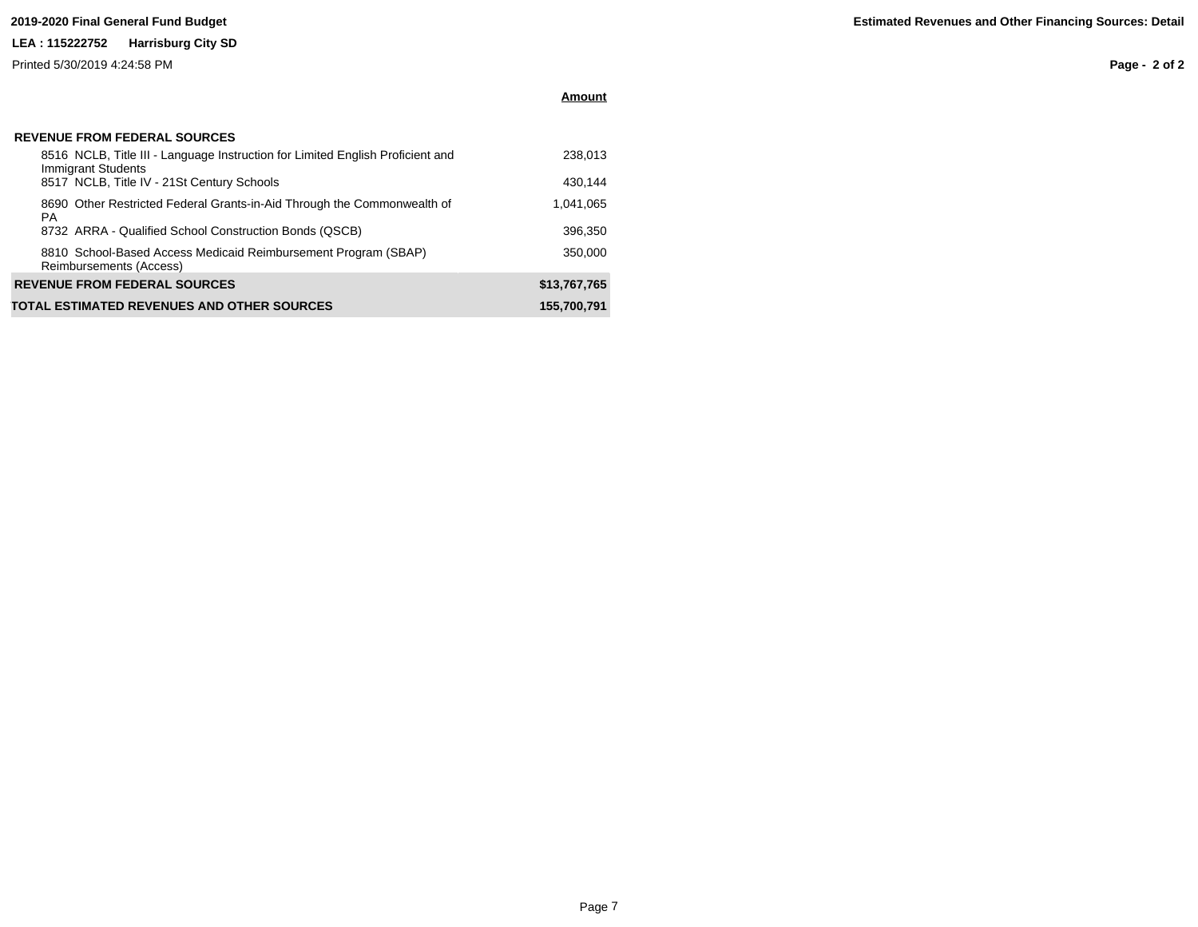**2019-2020 Final General Fund Budget**

**LEA : 115222752 Harrisburg City SD**

Printed 5/30/2019 4:24:58 PM

**Estimated Revenues and Other Financing Sources: Detail**

| | **Amount** |
|---|---:|
| **REVENUE FROM FEDERAL SOURCES** | |
| 8516 NCLB, Title III - Language Instruction for Limited English Proficient and Immigrant Students | 238,013 |
| 8517 NCLB, Title IV - 21St Century Schools | 430,144 |
| 8690 Other Restricted Federal Grants-in-Aid Through the Commonwealth of PA | 1,041,065 |
| 8732 ARRA - Qualified School Construction Bonds (QSCB) | 396,350 |
| 8810 School-Based Access Medicaid Reimbursement Program (SBAP) Reimbursements (Access) | 350,000 |
| **REVENUE FROM FEDERAL SOURCES** | **$13,767,765** |
| **TOTAL ESTIMATED REVENUES AND OTHER SOURCES** | **155,700,791** |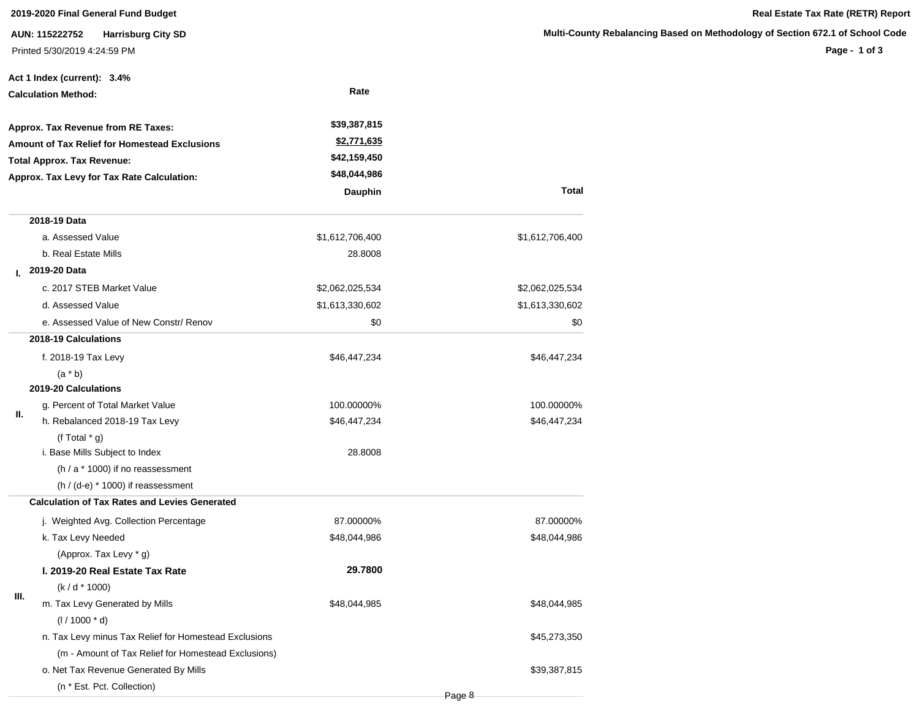**2019-2020 Final General Fund Budget**

**Real Estate Tax Rate (RETR) Report**

**AUN: 115222752 Harrisburg City SD**

**Multi-County Rebalancing Based on Methodology of Section 672.1 of School Code**

Printed 5/30/2019 4:24:59 PM

**Act 1 Index (current): 3.4%**

**Calculation Method:** Rate

| | |
|---|---|
| **Approx. Tax Revenue from RE Taxes:** | $39,387,815 |
| **Amount of Tax Relief for Homestead Exclusions** | $2,771,635 |
| **Total Approx. Tax Revenue:** | $42,159,450 |
| **Approx. Tax Levy for Tax Rate Calculation:** | $48,044,986 |

| | | **Dauphin** | **Total** |
|---|---|---|---|
| I. | **2018-19 Data** | | |
| | a. Assessed Value | $1,612,706,400 | $1,612,706,400 |
| | b. Real Estate Mills | 28.8008 | |
| | **2019-20 Data** | | |
| | c. 2017 STEB Market Value | $2,062,025,534 | $2,062,025,534 |
| | d. Assessed Value | $1,613,330,602 | $1,613,330,602 |
| | e. Assessed Value of New Constr/ Renov | $0 | $0 |
| II. | **2018-19 Calculations** | | |
| | f. 2018-19 Tax Levy | $46,447,234 | $46,447,234 |
| | (a * b) | | |
| | **2019-20 Calculations** | | |
| | g. Percent of Total Market Value | 100.00000% | 100.00000% |
| | h. Rebalanced 2018-19 Tax Levy | $46,447,234 | $46,447,234 |
| | (f Total * g) | | |
| | i. Base Mills Subject to Index | 28.8008 | |
| | (h / a * 1000) if no reassessment | | |
| | (h / (d-e) * 1000) if reassessment | | |
| III. | **Calculation of Tax Rates and Levies Generated** | | |
| | j. Weighted Avg. Collection Percentage | 87.00000% | 87.00000% |
| | k. Tax Levy Needed | $48,044,986 | $48,044,986 |
| | (Approx. Tax Levy * g) | | |
| | **l. 2019-20 Real Estate Tax Rate** | **29.7800** | |
| | (k / d * 1000) | | |
| | m. Tax Levy Generated by Mills | $48,044,985 | $48,044,985 |
| | (l / 1000 * d) | | |
| | n. Tax Levy minus Tax Relief for Homestead Exclusions | | $45,273,350 |
| | (m - Amount of Tax Relief for Homestead Exclusions) | | |
| | o. Net Tax Revenue Generated By Mills | | $39,387,815 |
| | (n * Est. Pct. Collection) | | |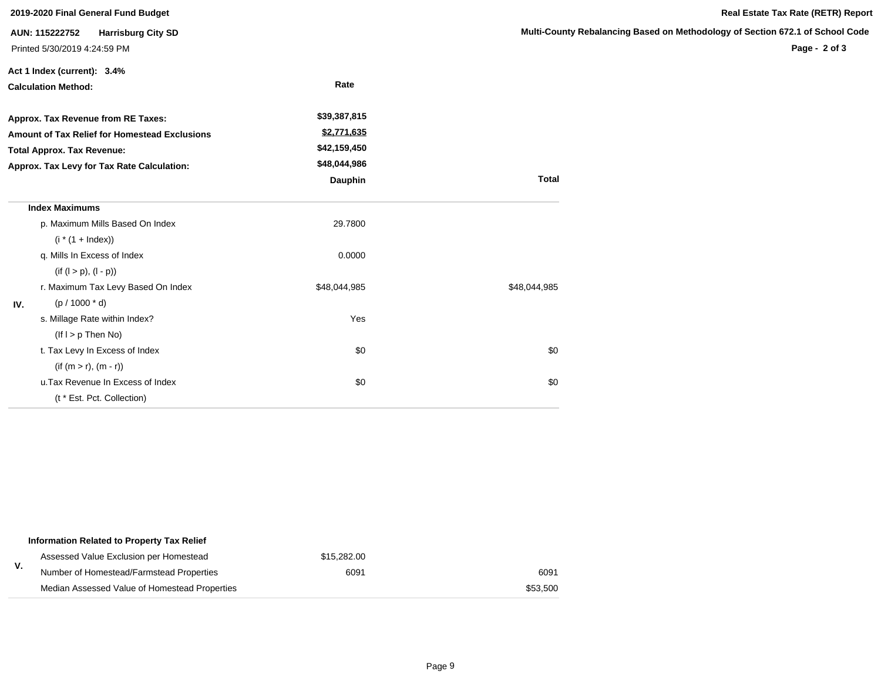**Act 1 Index (current): 3.4%**

**Calculation Method:** Rate

| | |
|---|---|
| **Approx. Tax Revenue from RE Taxes:** | $39,387,815 |
| **Amount of Tax Relief for Homestead Exclusions** | $2,771,635 |
| **Total Approx. Tax Revenue:** | $42,159,450 |
| **Approx. Tax Levy for Tax Rate Calculation:** | $48,044,986 |

| | | Dauphin | Total |
|---|---|---|---|
| | **Index Maximums** | | |
| IV. | p. Maximum Mills Based On Index (i * (1 + Index)) | 29.7800 | |
| | q. Mills In Excess of Index (if (l > p), (l - p)) | 0.0000 | |
| | r. Maximum Tax Levy Based On Index (p / 1000 * d) | $48,044,985 | $48,044,985 |
| | s. Millage Rate within Index? (If l > p Then No) | Yes | |
| | t. Tax Levy In Excess of Index (if (m > r), (m - r)) | $0 | $0 |
| | u. Tax Revenue In Excess of Index (t * Est. Pct. Collection) | $0 | $0 |

| | | | |
|---|---|---|---|
| | **Information Related to Property Tax Relief** | | |
| V. | Assessed Value Exclusion per Homestead | $15,282.00 | |
| | Number of Homestead/Farmstead Properties | 6091 | 6091 |
| | Median Assessed Value of Homestead Properties | | $53,500 |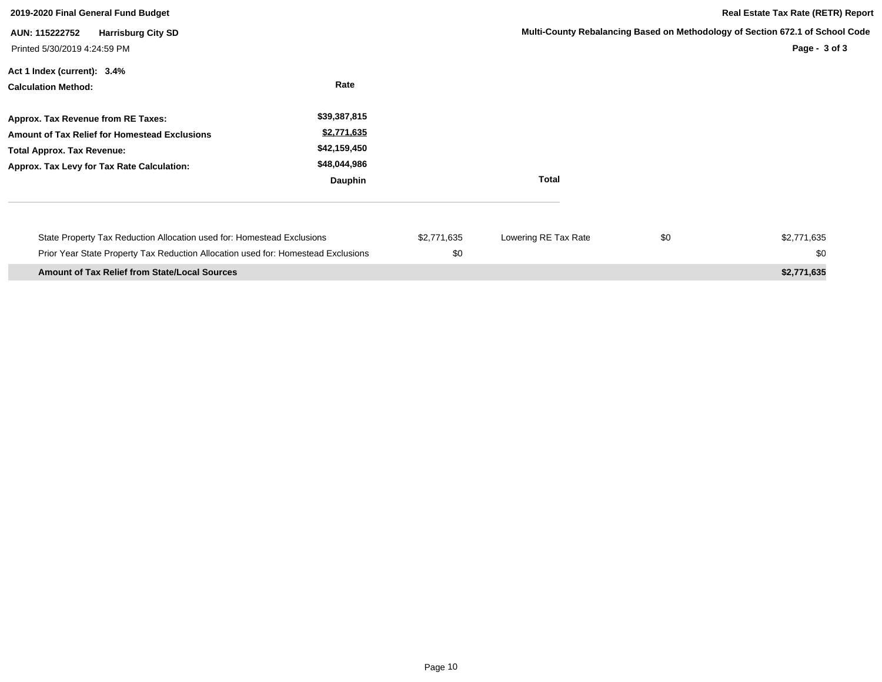**2019-2020 Final General Fund Budget**

**Real Estate Tax Rate (RETR) Report**

**AUN: 115222752 Harrisburg City SD**

**Multi-County Rebalancing Based on Methodology of Section 672.1 of School Code**

Printed 5/30/2019 4:24:59 PM

**Act 1 Index (current): 3.4%**

| **Calculation Method:** | **Rate** | |
|---|---|---|
| **Approx. Tax Revenue from RE Taxes:** | **$39,387,815** | |
| **Amount of Tax Relief for Homestead Exclusions** | **$2,771,635** | |
| **Total Approx. Tax Revenue:** | **$42,159,450** | |
| **Approx. Tax Levy for Tax Rate Calculation:** | **$48,044,986** | |
| | **Dauphin** | **Total** |

| | | | | |
|---|---|---|---|---|
| State Property Tax Reduction Allocation used for: Homestead Exclusions | $2,771,635 | Lowering RE Tax Rate | $0 | $2,771,635 |
| Prior Year State Property Tax Reduction Allocation used for: Homestead Exclusions | $0 | | | $0 |
| **Amount of Tax Relief from State/Local Sources** | | | | **$2,771,635** |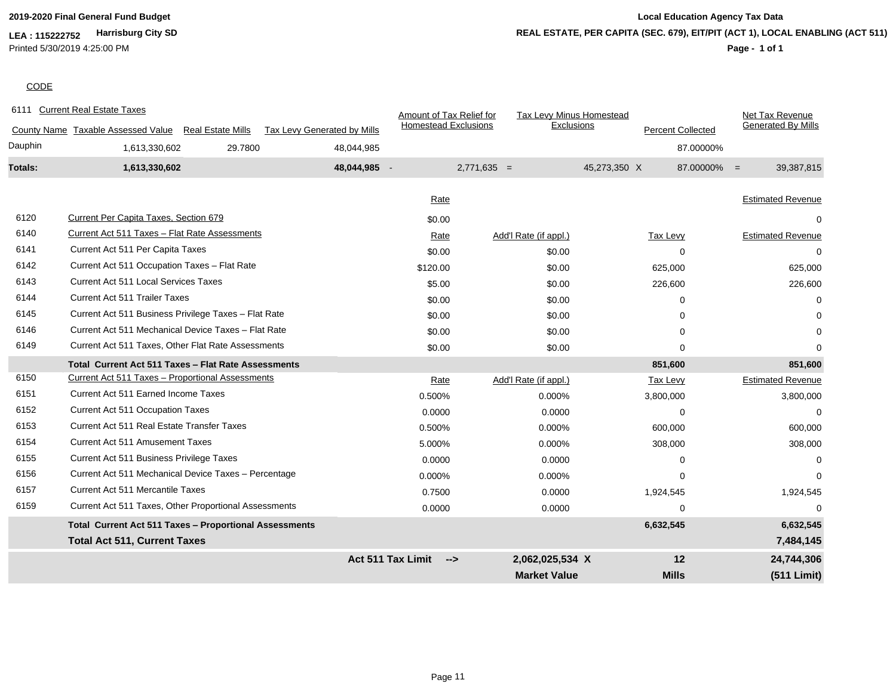**2019-2020 Final General Fund Budget**

**LEA : 115222752** **Harrisburg City SD**

Printed 5/30/2019 4:25:00 PM

**Local Education Agency Tax Data**

**REAL ESTATE, PER CAPITA (SEC. 679), EIT/PIT (ACT 1), LOCAL ENABLING (ACT 511)**

CODE

6111 Current Real Estate Taxes

| County Name | Taxable Assessed Value | Real Estate Mills | Tax Levy Generated by Mills | | Amount of Tax Relief for Homestead Exclusions | | Tax Levy Minus Homestead Exclusions | | Percent Collected | | Net Tax Revenue Generated By Mills |
|---|---|---|---|---|---|---|---|---|---|---|---|
| Dauphin | 1,613,330,602 | 29.7800 | 48,044,985 | | | | | | 87.00000% | | |
| **Totals:** | **1,613,330,602** | | **48,044,985** | - | 2,771,635 | = | 45,273,350 | X | 87.00000% | = | 39,387,815 |

| Code | Description | Rate | Add'l Rate (if appl.) | Tax Levy | Estimated Revenue |
|---|---|---|---|---|---|
| 6120 | Current Per Capita Taxes, Section 679 | $0.00 | | | 0 |
| 6140 | Current Act 511 Taxes – Flat Rate Assessments | Rate | Add'l Rate (if appl.) | Tax Levy | Estimated Revenue |
| 6141 | Current Act 511 Per Capita Taxes | $0.00 | $0.00 | 0 | 0 |
| 6142 | Current Act 511 Occupation Taxes – Flat Rate | $120.00 | $0.00 | 625,000 | 625,000 |
| 6143 | Current Act 511 Local Services Taxes | $5.00 | $0.00 | 226,600 | 226,600 |
| 6144 | Current Act 511 Trailer Taxes | $0.00 | $0.00 | 0 | 0 |
| 6145 | Current Act 511 Business Privilege Taxes – Flat Rate | $0.00 | $0.00 | 0 | 0 |
| 6146 | Current Act 511 Mechanical Device Taxes – Flat Rate | $0.00 | $0.00 | 0 | 0 |
| 6149 | Current Act 511 Taxes, Other Flat Rate Assessments | $0.00 | $0.00 | 0 | 0 |
| | **Total Current Act 511 Taxes – Flat Rate Assessments** | | | **851,600** | **851,600** |
| 6150 | Current Act 511 Taxes – Proportional Assessments | Rate | Add'l Rate (if appl.) | Tax Levy | Estimated Revenue |
| 6151 | Current Act 511 Earned Income Taxes | 0.500% | 0.000% | 3,800,000 | 3,800,000 |
| 6152 | Current Act 511 Occupation Taxes | 0.0000 | 0.0000 | 0 | 0 |
| 6153 | Current Act 511 Real Estate Transfer Taxes | 0.500% | 0.000% | 600,000 | 600,000 |
| 6154 | Current Act 511 Amusement Taxes | 5.000% | 0.000% | 308,000 | 308,000 |
| 6155 | Current Act 511 Business Privilege Taxes | 0.0000 | 0.0000 | 0 | 0 |
| 6156 | Current Act 511 Mechanical Device Taxes – Percentage | 0.000% | 0.000% | 0 | 0 |
| 6157 | Current Act 511 Mercantile Taxes | 0.7500 | 0.0000 | 1,924,545 | 1,924,545 |
| 6159 | Current Act 511 Taxes, Other Proportional Assessments | 0.0000 | 0.0000 | 0 | 0 |
| | **Total Current Act 511 Taxes – Proportional Assessments** | | | **6,632,545** | **6,632,545** |
| | **Total Act 511, Current Taxes** | | | | **7,484,145** |
| | | **Act 511 Tax Limit -->** | **2,062,025,534 X** | **12** | **24,744,306** |
| | | | **Market Value** | **Mills** | **(511 Limit)** |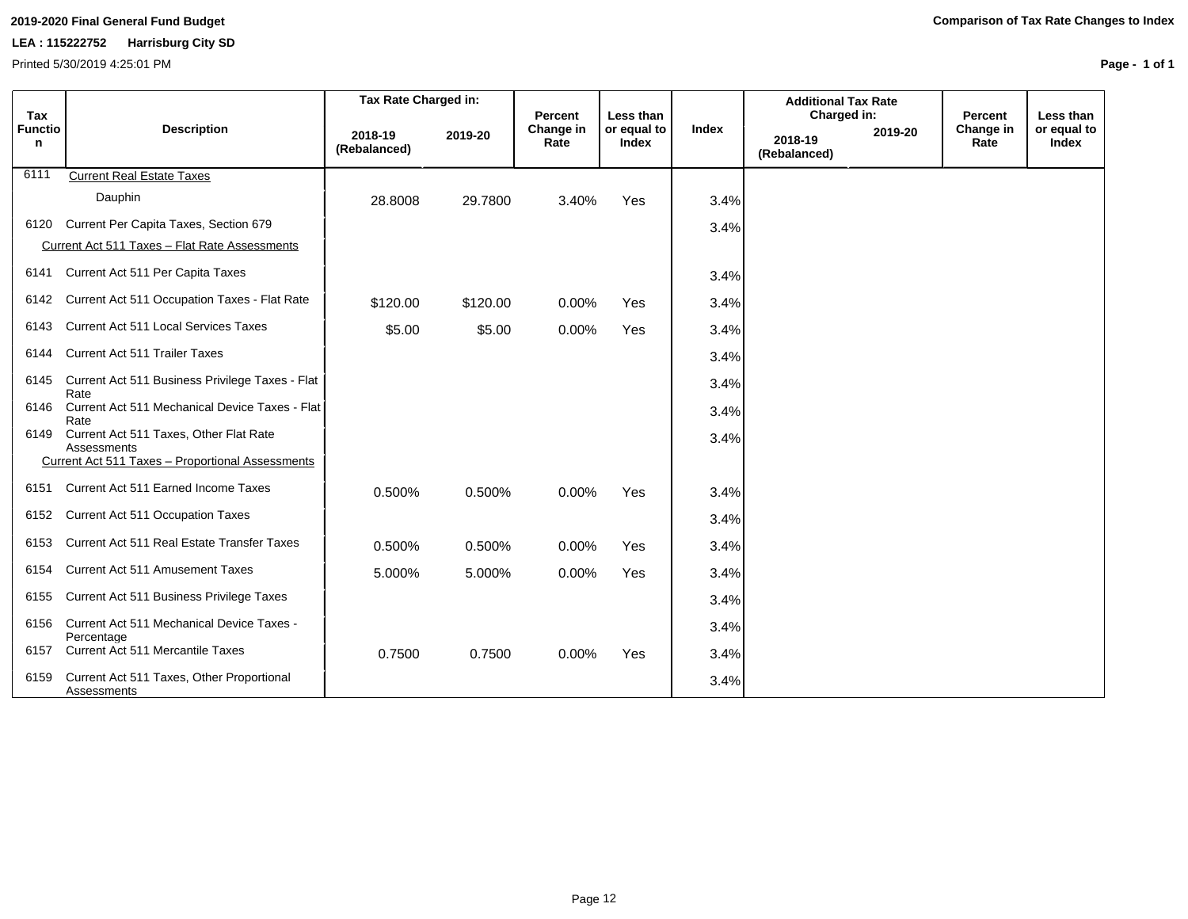**2019-2020 Final General Fund Budget**

**LEA : 115222752 Harrisburg City SD**

Printed 5/30/2019 4:25:01 PM

**Comparison of Tax Rate Changes to Index**

| Tax Function | Description | Tax Rate Charged in: 2018-19 (Rebalanced) | Tax Rate Charged in: 2019-20 | Percent Change in Rate | Less than or equal to Index | Index | Additional Tax Rate Charged in: 2018-19 (Rebalanced) | Additional Tax Rate Charged in: 2019-20 | Percent Change in Rate | Less than or equal to Index |
|---|---|---|---|---|---|---|---|---|---|---|
| 6111 | Current Real Estate Taxes | | | | | | | | | |
| | Dauphin | 28.8008 | 29.7800 | 3.40% | Yes | 3.4% | | | | |
| 6120 | Current Per Capita Taxes, Section 679 | | | | | 3.4% | | | | |
| | Current Act 511 Taxes – Flat Rate Assessments | | | | | | | | | |
| 6141 | Current Act 511 Per Capita Taxes | | | | | 3.4% | | | | |
| 6142 | Current Act 511 Occupation Taxes - Flat Rate | $120.00 | $120.00 | 0.00% | Yes | 3.4% | | | | |
| 6143 | Current Act 511 Local Services Taxes | $5.00 | $5.00 | 0.00% | Yes | 3.4% | | | | |
| 6144 | Current Act 511 Trailer Taxes | | | | | 3.4% | | | | |
| 6145 | Current Act 511 Business Privilege Taxes - Flat Rate | | | | | 3.4% | | | | |
| 6146 | Current Act 511 Mechanical Device Taxes - Flat Rate | | | | | 3.4% | | | | |
| 6149 | Current Act 511 Taxes, Other Flat Rate Assessments | | | | | 3.4% | | | | |
| | Current Act 511 Taxes – Proportional Assessments | | | | | | | | | |
| 6151 | Current Act 511 Earned Income Taxes | 0.500% | 0.500% | 0.00% | Yes | 3.4% | | | | |
| 6152 | Current Act 511 Occupation Taxes | | | | | 3.4% | | | | |
| 6153 | Current Act 511 Real Estate Transfer Taxes | 0.500% | 0.500% | 0.00% | Yes | 3.4% | | | | |
| 6154 | Current Act 511 Amusement Taxes | 5.000% | 5.000% | 0.00% | Yes | 3.4% | | | | |
| 6155 | Current Act 511 Business Privilege Taxes | | | | | 3.4% | | | | |
| 6156 | Current Act 511 Mechanical Device Taxes - Percentage | | | | | 3.4% | | | | |
| 6157 | Current Act 511 Mercantile Taxes | 0.7500 | 0.7500 | 0.00% | Yes | 3.4% | | | | |
| 6159 | Current Act 511 Taxes, Other Proportional Assessments | | | | | 3.4% | | | | |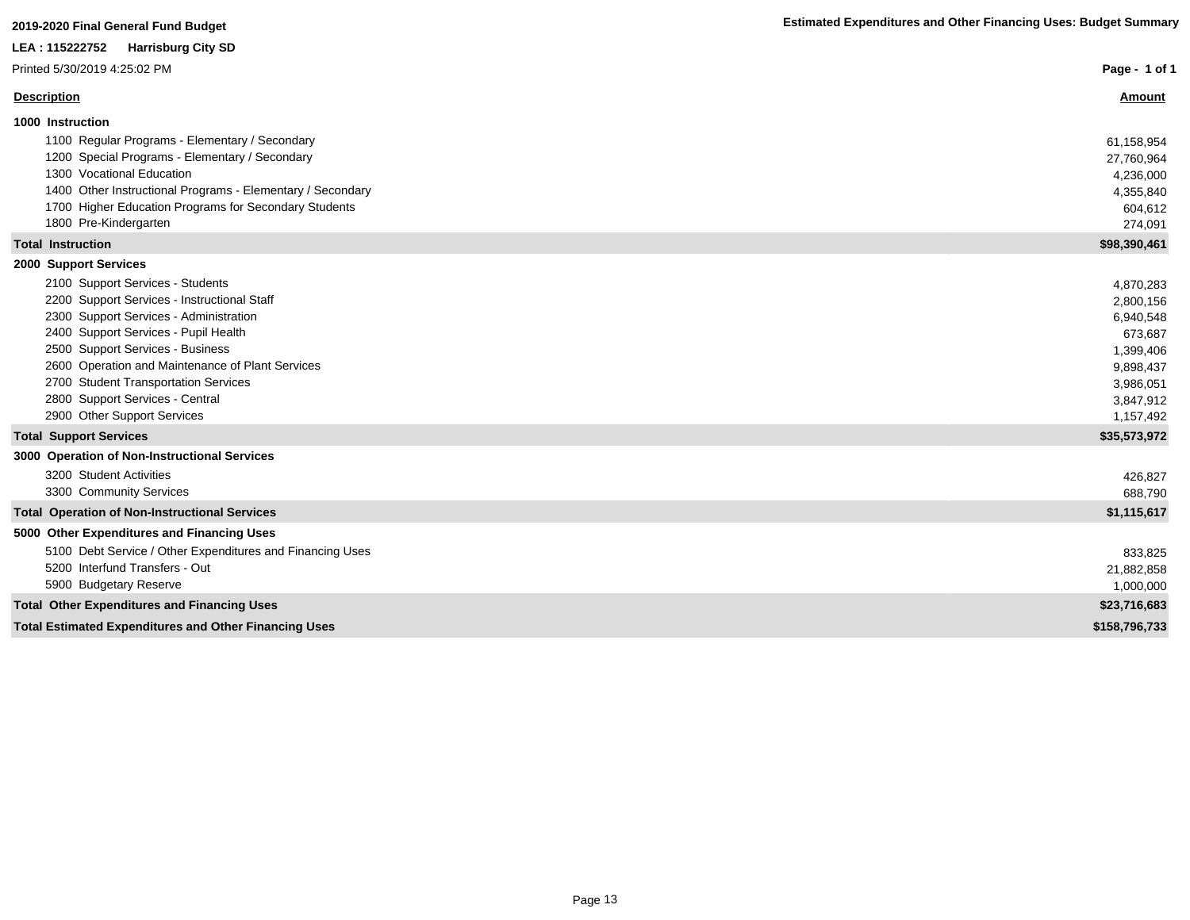**2019-2020 Final General Fund Budget**

**Estimated Expenditures and Other Financing Uses: Budget Summary**

**LEA : 115222752 Harrisburg City SD**

Printed 5/30/2019 4:25:02 PM

| Description | Amount |
|---|---|
| **1000 Instruction** | |
| 1100 Regular Programs - Elementary / Secondary | 61,158,954 |
| 1200 Special Programs - Elementary / Secondary | 27,760,964 |
| 1300 Vocational Education | 4,236,000 |
| 1400 Other Instructional Programs - Elementary / Secondary | 4,355,840 |
| 1700 Higher Education Programs for Secondary Students | 604,612 |
| 1800 Pre-Kindergarten | 274,091 |
| **Total Instruction** | **$98,390,461** |
| **2000 Support Services** | |
| 2100 Support Services - Students | 4,870,283 |
| 2200 Support Services - Instructional Staff | 2,800,156 |
| 2300 Support Services - Administration | 6,940,548 |
| 2400 Support Services - Pupil Health | 673,687 |
| 2500 Support Services - Business | 1,399,406 |
| 2600 Operation and Maintenance of Plant Services | 9,898,437 |
| 2700 Student Transportation Services | 3,986,051 |
| 2800 Support Services - Central | 3,847,912 |
| 2900 Other Support Services | 1,157,492 |
| **Total Support Services** | **$35,573,972** |
| **3000 Operation of Non-Instructional Services** | |
| 3200 Student Activities | 426,827 |
| 3300 Community Services | 688,790 |
| **Total Operation of Non-Instructional Services** | **$1,115,617** |
| **5000 Other Expenditures and Financing Uses** | |
| 5100 Debt Service / Other Expenditures and Financing Uses | 833,825 |
| 5200 Interfund Transfers - Out | 21,882,858 |
| 5900 Budgetary Reserve | 1,000,000 |
| **Total Other Expenditures and Financing Uses** | **$23,716,683** |
| **Total Estimated Expenditures and Other Financing Uses** | **$158,796,733** |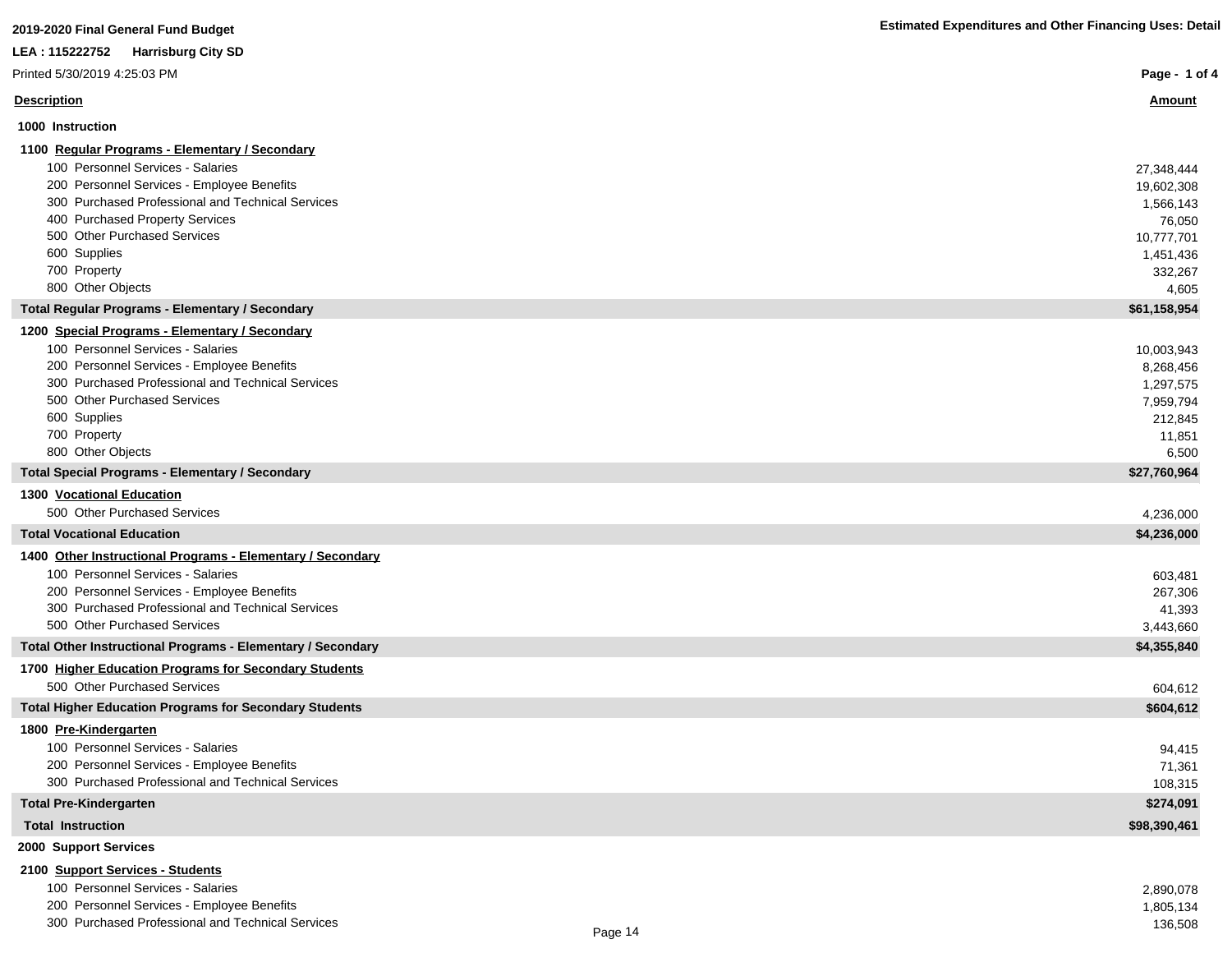**2019-2020 Final General Fund Budget**

**LEA : 115222752 Harrisburg City SD**

Printed 5/30/2019 4:25:03 PM

**Estimated Expenditures and Other Financing Uses: Detail**

| Description | Amount |
|---|---|
| **1000 Instruction** | |
| **1100 Regular Programs - Elementary / Secondary** | |
| 100 Personnel Services - Salaries | 27,348,444 |
| 200 Personnel Services - Employee Benefits | 19,602,308 |
| 300 Purchased Professional and Technical Services | 1,566,143 |
| 400 Purchased Property Services | 76,050 |
| 500 Other Purchased Services | 10,777,701 |
| 600 Supplies | 1,451,436 |
| 700 Property | 332,267 |
| 800 Other Objects | 4,605 |
| **Total Regular Programs - Elementary / Secondary** | **$61,158,954** |
| **1200 Special Programs - Elementary / Secondary** | |
| 100 Personnel Services - Salaries | 10,003,943 |
| 200 Personnel Services - Employee Benefits | 8,268,456 |
| 300 Purchased Professional and Technical Services | 1,297,575 |
| 500 Other Purchased Services | 7,959,794 |
| 600 Supplies | 212,845 |
| 700 Property | 11,851 |
| 800 Other Objects | 6,500 |
| **Total Special Programs - Elementary / Secondary** | **$27,760,964** |
| **1300 Vocational Education** | |
| 500 Other Purchased Services | 4,236,000 |
| **Total Vocational Education** | **$4,236,000** |
| **1400 Other Instructional Programs - Elementary / Secondary** | |
| 100 Personnel Services - Salaries | 603,481 |
| 200 Personnel Services - Employee Benefits | 267,306 |
| 300 Purchased Professional and Technical Services | 41,393 |
| 500 Other Purchased Services | 3,443,660 |
| **Total Other Instructional Programs - Elementary / Secondary** | **$4,355,840** |
| **1700 Higher Education Programs for Secondary Students** | |
| 500 Other Purchased Services | 604,612 |
| **Total Higher Education Programs for Secondary Students** | **$604,612** |
| **1800 Pre-Kindergarten** | |
| 100 Personnel Services - Salaries | 94,415 |
| 200 Personnel Services - Employee Benefits | 71,361 |
| 300 Purchased Professional and Technical Services | 108,315 |
| **Total Pre-Kindergarten** | **$274,091** |
| **Total Instruction** | **$98,390,461** |
| **2000 Support Services** | |
| **2100 Support Services - Students** | |
| 100 Personnel Services - Salaries | 2,890,078 |
| 200 Personnel Services - Employee Benefits | 1,805,134 |
| 300 Purchased Professional and Technical Services | 136,508 |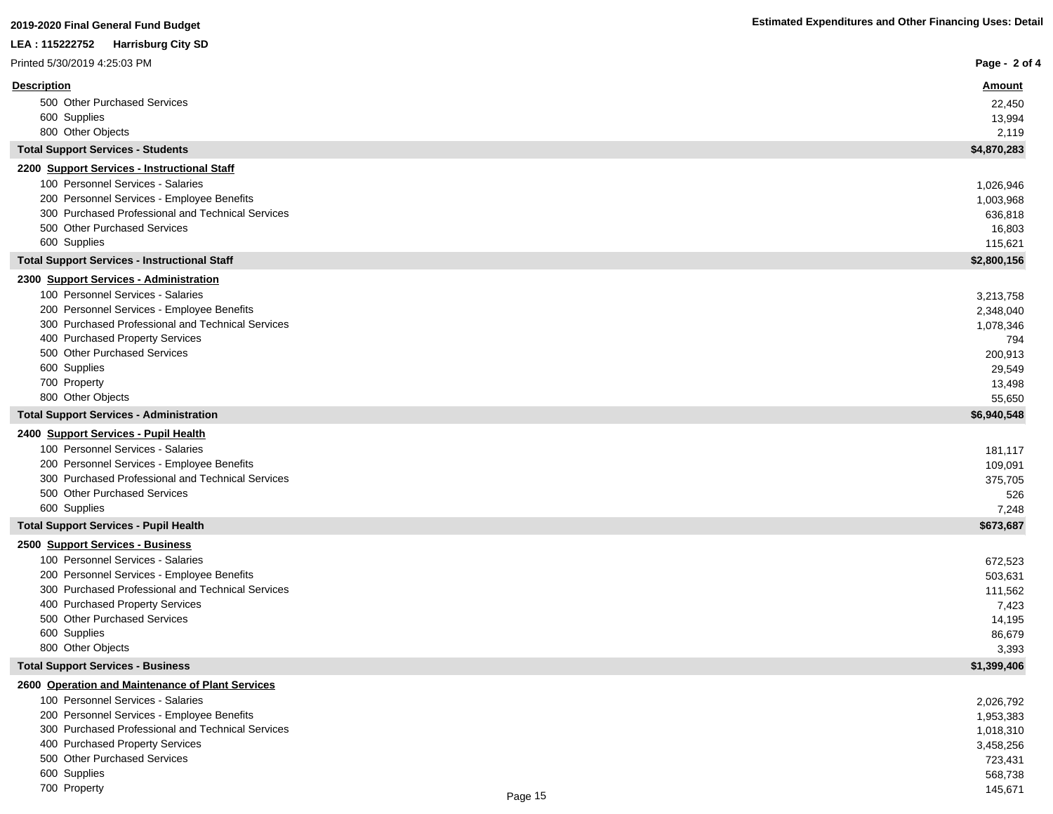**2019-2020 Final General Fund Budget**

**LEA : 115222752 Harrisburg City SD**

Printed 5/30/2019 4:25:03 PM

**Estimated Expenditures and Other Financing Uses: Detail**

| Description | Amount |
|---|---|
| 500 Other Purchased Services | 22,450 |
| 600 Supplies | 13,994 |
| 800 Other Objects | 2,119 |
| **Total Support Services - Students** | **$4,870,283** |
| **2200 Support Services - Instructional Staff** | |
| 100 Personnel Services - Salaries | 1,026,946 |
| 200 Personnel Services - Employee Benefits | 1,003,968 |
| 300 Purchased Professional and Technical Services | 636,818 |
| 500 Other Purchased Services | 16,803 |
| 600 Supplies | 115,621 |
| **Total Support Services - Instructional Staff** | **$2,800,156** |
| **2300 Support Services - Administration** | |
| 100 Personnel Services - Salaries | 3,213,758 |
| 200 Personnel Services - Employee Benefits | 2,348,040 |
| 300 Purchased Professional and Technical Services | 1,078,346 |
| 400 Purchased Property Services | 794 |
| 500 Other Purchased Services | 200,913 |
| 600 Supplies | 29,549 |
| 700 Property | 13,498 |
| 800 Other Objects | 55,650 |
| **Total Support Services - Administration** | **$6,940,548** |
| **2400 Support Services - Pupil Health** | |
| 100 Personnel Services - Salaries | 181,117 |
| 200 Personnel Services - Employee Benefits | 109,091 |
| 300 Purchased Professional and Technical Services | 375,705 |
| 500 Other Purchased Services | 526 |
| 600 Supplies | 7,248 |
| **Total Support Services - Pupil Health** | **$673,687** |
| **2500 Support Services - Business** | |
| 100 Personnel Services - Salaries | 672,523 |
| 200 Personnel Services - Employee Benefits | 503,631 |
| 300 Purchased Professional and Technical Services | 111,562 |
| 400 Purchased Property Services | 7,423 |
| 500 Other Purchased Services | 14,195 |
| 600 Supplies | 86,679 |
| 800 Other Objects | 3,393 |
| **Total Support Services - Business** | **$1,399,406** |
| **2600 Operation and Maintenance of Plant Services** | |
| 100 Personnel Services - Salaries | 2,026,792 |
| 200 Personnel Services - Employee Benefits | 1,953,383 |
| 300 Purchased Professional and Technical Services | 1,018,310 |
| 400 Purchased Property Services | 3,458,256 |
| 500 Other Purchased Services | 723,431 |
| 600 Supplies | 568,738 |
| 700 Property | 145,671 |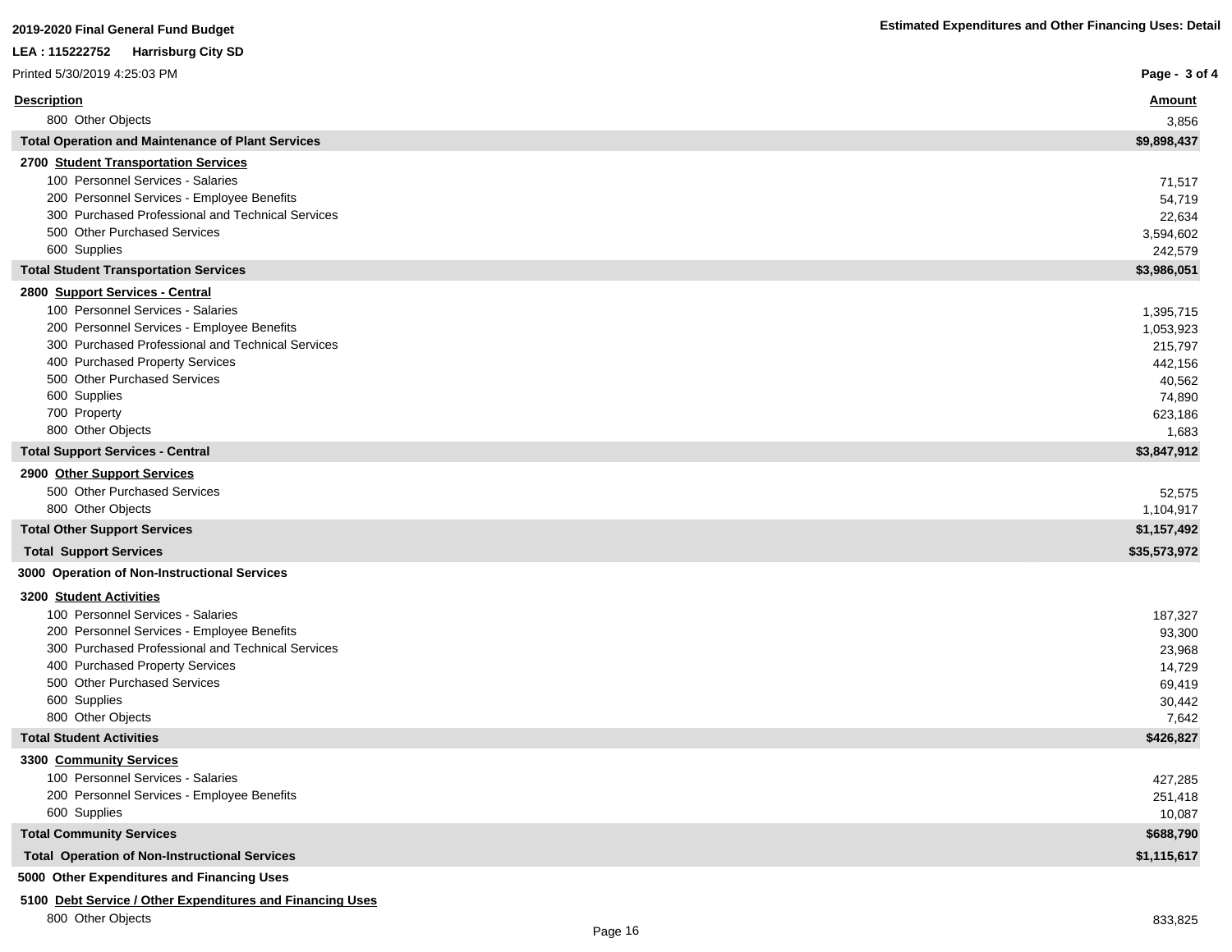**2019-2020 Final General Fund Budget**

**LEA : 115222752 Harrisburg City SD**

Printed 5/30/2019 4:25:03 PM

**Estimated Expenditures and Other Financing Uses: Detail**

| Description | Amount |
|---|---|
| 800 Other Objects | 3,856 |
| **Total Operation and Maintenance of Plant Services** | **$9,898,437** |
| **2700 Student Transportation Services** | |
| 100 Personnel Services - Salaries | 71,517 |
| 200 Personnel Services - Employee Benefits | 54,719 |
| 300 Purchased Professional and Technical Services | 22,634 |
| 500 Other Purchased Services | 3,594,602 |
| 600 Supplies | 242,579 |
| **Total Student Transportation Services** | **$3,986,051** |
| **2800 Support Services - Central** | |
| 100 Personnel Services - Salaries | 1,395,715 |
| 200 Personnel Services - Employee Benefits | 1,053,923 |
| 300 Purchased Professional and Technical Services | 215,797 |
| 400 Purchased Property Services | 442,156 |
| 500 Other Purchased Services | 40,562 |
| 600 Supplies | 74,890 |
| 700 Property | 623,186 |
| 800 Other Objects | 1,683 |
| **Total Support Services - Central** | **$3,847,912** |
| **2900 Other Support Services** | |
| 500 Other Purchased Services | 52,575 |
| 800 Other Objects | 1,104,917 |
| **Total Other Support Services** | **$1,157,492** |
| **Total Support Services** | **$35,573,972** |
| **3000 Operation of Non-Instructional Services** | |
| **3200 Student Activities** | |
| 100 Personnel Services - Salaries | 187,327 |
| 200 Personnel Services - Employee Benefits | 93,300 |
| 300 Purchased Professional and Technical Services | 23,968 |
| 400 Purchased Property Services | 14,729 |
| 500 Other Purchased Services | 69,419 |
| 600 Supplies | 30,442 |
| 800 Other Objects | 7,642 |
| **Total Student Activities** | **$426,827** |
| **3300 Community Services** | |
| 100 Personnel Services - Salaries | 427,285 |
| 200 Personnel Services - Employee Benefits | 251,418 |
| 600 Supplies | 10,087 |
| **Total Community Services** | **$688,790** |
| **Total Operation of Non-Instructional Services** | **$1,115,617** |
| **5000 Other Expenditures and Financing Uses** | |
| **5100 Debt Service / Other Expenditures and Financing Uses** | |
| 800 Other Objects | 833,825 |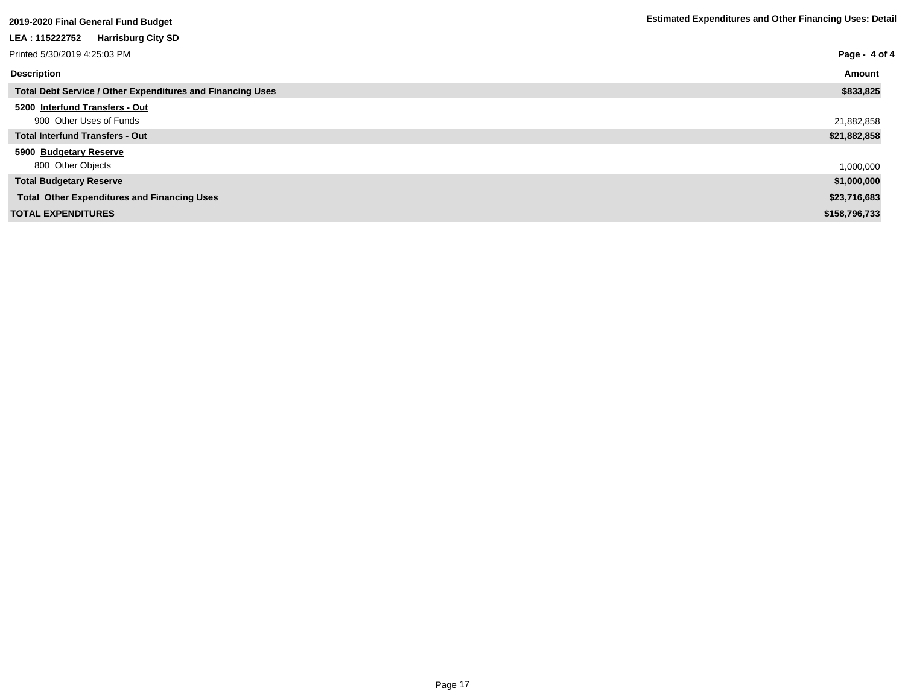**2019-2020 Final General Fund Budget**

**Estimated Expenditures and Other Financing Uses: Detail**

**LEA : 115222752 Harrisburg City SD**

Printed 5/30/2019 4:25:03 PM

| Description | Amount |
|---|---|
| **Total Debt Service / Other Expenditures and Financing Uses** | **$833,825** |
| **5200 Interfund Transfers - Out** | |
| 900 Other Uses of Funds | 21,882,858 |
| **Total Interfund Transfers - Out** | **$21,882,858** |
| **5900 Budgetary Reserve** | |
| 800 Other Objects | 1,000,000 |
| **Total Budgetary Reserve** | **$1,000,000** |
| **Total Other Expenditures and Financing Uses** | **$23,716,683** |
| **TOTAL EXPENDITURES** | **$158,796,733** |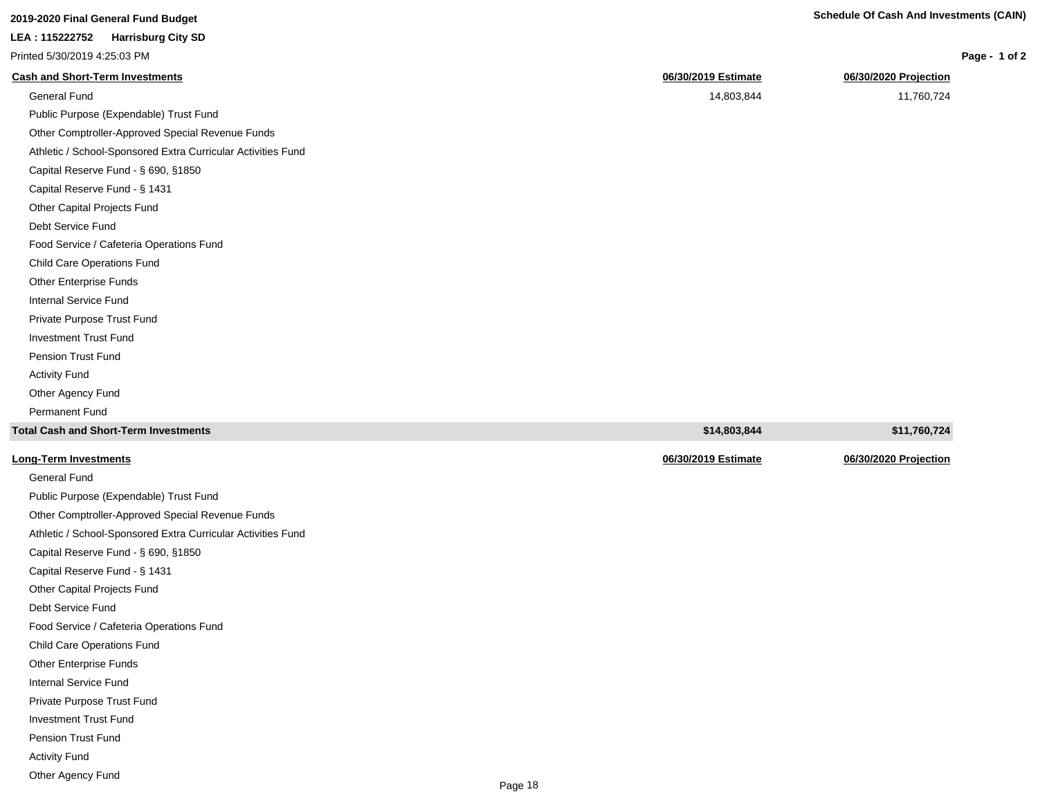**2019-2020 Final General Fund Budget**

**LEA : 115222752 Harrisburg City SD**

Printed 5/30/2019 4:25:03 PM

## Schedule Of Cash And Investments (CAIN)

| Cash and Short-Term Investments | 06/30/2019 Estimate | 06/30/2020 Projection |
|---|---|---|
| General Fund | 14,803,844 | 11,760,724 |
| Public Purpose (Expendable) Trust Fund | | |
| Other Comptroller-Approved Special Revenue Funds | | |
| Athletic / School-Sponsored Extra Curricular Activities Fund | | |
| Capital Reserve Fund - § 690, §1850 | | |
| Capital Reserve Fund - § 1431 | | |
| Other Capital Projects Fund | | |
| Debt Service Fund | | |
| Food Service / Cafeteria Operations Fund | | |
| Child Care Operations Fund | | |
| Other Enterprise Funds | | |
| Internal Service Fund | | |
| Private Purpose Trust Fund | | |
| Investment Trust Fund | | |
| Pension Trust Fund | | |
| Activity Fund | | |
| Other Agency Fund | | |
| Permanent Fund | | |
| **Total Cash and Short-Term Investments** | **$14,803,844** | **$11,760,724** |

| Long-Term Investments | 06/30/2019 Estimate | 06/30/2020 Projection |
|---|---|---|
| General Fund | | |
| Public Purpose (Expendable) Trust Fund | | |
| Other Comptroller-Approved Special Revenue Funds | | |
| Athletic / School-Sponsored Extra Curricular Activities Fund | | |
| Capital Reserve Fund - § 690, §1850 | | |
| Capital Reserve Fund - § 1431 | | |
| Other Capital Projects Fund | | |
| Debt Service Fund | | |
| Food Service / Cafeteria Operations Fund | | |
| Child Care Operations Fund | | |
| Other Enterprise Funds | | |
| Internal Service Fund | | |
| Private Purpose Trust Fund | | |
| Investment Trust Fund | | |
| Pension Trust Fund | | |
| Activity Fund | | |
| Other Agency Fund | | |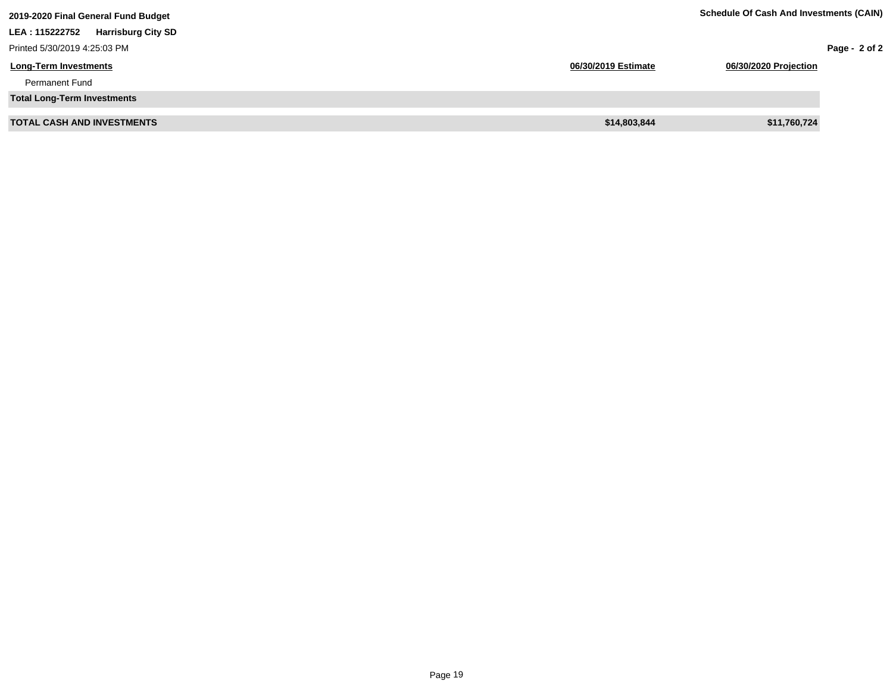**2019-2020 Final General Fund Budget**

**Schedule Of Cash And Investments (CAIN)**

**LEA : 115222752 Harrisburg City SD**

Printed 5/30/2019 4:25:03 PM

| Long-Term Investments | 06/30/2019 Estimate | 06/30/2020 Projection |
|---|---|---|
| Permanent Fund | | |
| **Total Long-Term Investments** | | |
| **TOTAL CASH AND INVESTMENTS** | **$14,803,844** | **$11,760,724** |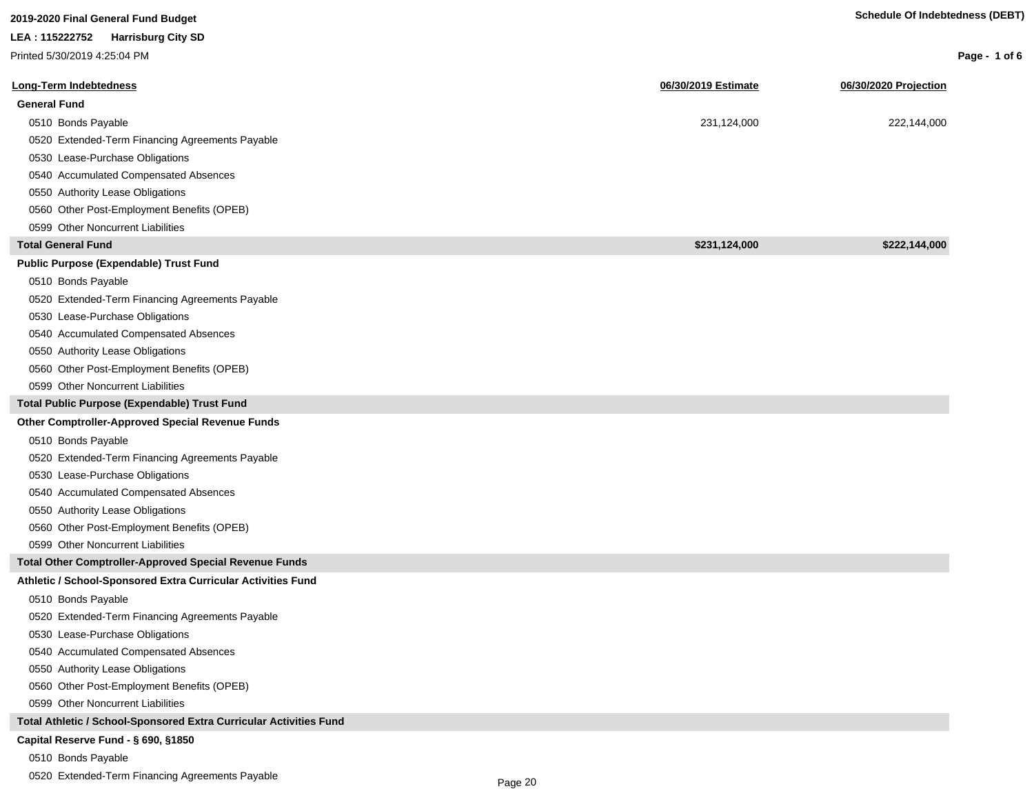**2019-2020 Final General Fund Budget**

**LEA : 115222752 Harrisburg City SD**

Printed 5/30/2019 4:25:04 PM

**Schedule Of Indebtedness (DEBT)**

| Long-Term Indebtedness | 06/30/2019 Estimate | 06/30/2020 Projection |
|---|---|---|
| **General Fund** | | |
| 0510 Bonds Payable | 231,124,000 | 222,144,000 |
| 0520 Extended-Term Financing Agreements Payable | | |
| 0530 Lease-Purchase Obligations | | |
| 0540 Accumulated Compensated Absences | | |
| 0550 Authority Lease Obligations | | |
| 0560 Other Post-Employment Benefits (OPEB) | | |
| 0599 Other Noncurrent Liabilities | | |
| **Total General Fund** | **$231,124,000** | **$222,144,000** |
| **Public Purpose (Expendable) Trust Fund** | | |
| 0510 Bonds Payable | | |
| 0520 Extended-Term Financing Agreements Payable | | |
| 0530 Lease-Purchase Obligations | | |
| 0540 Accumulated Compensated Absences | | |
| 0550 Authority Lease Obligations | | |
| 0560 Other Post-Employment Benefits (OPEB) | | |
| 0599 Other Noncurrent Liabilities | | |
| **Total Public Purpose (Expendable) Trust Fund** | | |
| **Other Comptroller-Approved Special Revenue Funds** | | |
| 0510 Bonds Payable | | |
| 0520 Extended-Term Financing Agreements Payable | | |
| 0530 Lease-Purchase Obligations | | |
| 0540 Accumulated Compensated Absences | | |
| 0550 Authority Lease Obligations | | |
| 0560 Other Post-Employment Benefits (OPEB) | | |
| 0599 Other Noncurrent Liabilities | | |
| **Total Other Comptroller-Approved Special Revenue Funds** | | |
| **Athletic / School-Sponsored Extra Curricular Activities Fund** | | |
| 0510 Bonds Payable | | |
| 0520 Extended-Term Financing Agreements Payable | | |
| 0530 Lease-Purchase Obligations | | |
| 0540 Accumulated Compensated Absences | | |
| 0550 Authority Lease Obligations | | |
| 0560 Other Post-Employment Benefits (OPEB) | | |
| 0599 Other Noncurrent Liabilities | | |
| **Total Athletic / School-Sponsored Extra Curricular Activities Fund** | | |
| **Capital Reserve Fund - § 690, §1850** | | |
| 0510 Bonds Payable | | |
| 0520 Extended-Term Financing Agreements Payable | | |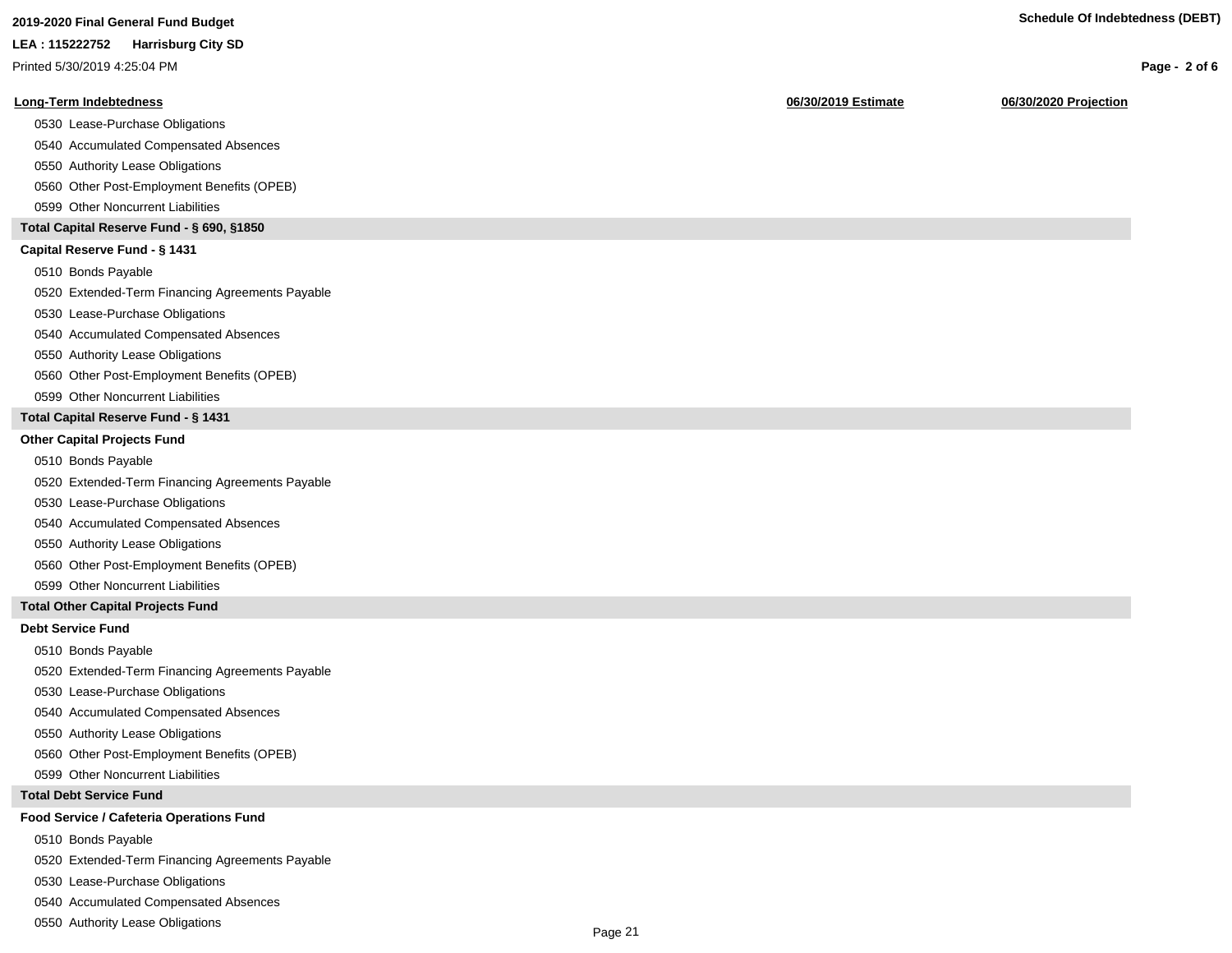**2019-2020 Final General Fund Budget**

**LEA : 115222752 Harrisburg City SD**

Printed 5/30/2019 4:25:04 PM

**Schedule Of Indebtedness (DEBT)**

| Long-Term Indebtedness | 06/30/2019 Estimate | 06/30/2020 Projection |
|---|---|---|
| 0530 Lease-Purchase Obligations | | |
| 0540 Accumulated Compensated Absences | | |
| 0550 Authority Lease Obligations | | |
| 0560 Other Post-Employment Benefits (OPEB) | | |
| 0599 Other Noncurrent Liabilities | | |
| **Total Capital Reserve Fund - § 690, §1850** | | |
| **Capital Reserve Fund - § 1431** | | |
| 0510 Bonds Payable | | |
| 0520 Extended-Term Financing Agreements Payable | | |
| 0530 Lease-Purchase Obligations | | |
| 0540 Accumulated Compensated Absences | | |
| 0550 Authority Lease Obligations | | |
| 0560 Other Post-Employment Benefits (OPEB) | | |
| 0599 Other Noncurrent Liabilities | | |
| **Total Capital Reserve Fund - § 1431** | | |
| **Other Capital Projects Fund** | | |
| 0510 Bonds Payable | | |
| 0520 Extended-Term Financing Agreements Payable | | |
| 0530 Lease-Purchase Obligations | | |
| 0540 Accumulated Compensated Absences | | |
| 0550 Authority Lease Obligations | | |
| 0560 Other Post-Employment Benefits (OPEB) | | |
| 0599 Other Noncurrent Liabilities | | |
| **Total Other Capital Projects Fund** | | |
| **Debt Service Fund** | | |
| 0510 Bonds Payable | | |
| 0520 Extended-Term Financing Agreements Payable | | |
| 0530 Lease-Purchase Obligations | | |
| 0540 Accumulated Compensated Absences | | |
| 0550 Authority Lease Obligations | | |
| 0560 Other Post-Employment Benefits (OPEB) | | |
| 0599 Other Noncurrent Liabilities | | |
| **Total Debt Service Fund** | | |
| **Food Service / Cafeteria Operations Fund** | | |
| 0510 Bonds Payable | | |
| 0520 Extended-Term Financing Agreements Payable | | |
| 0530 Lease-Purchase Obligations | | |
| 0540 Accumulated Compensated Absences | | |
| 0550 Authority Lease Obligations | | |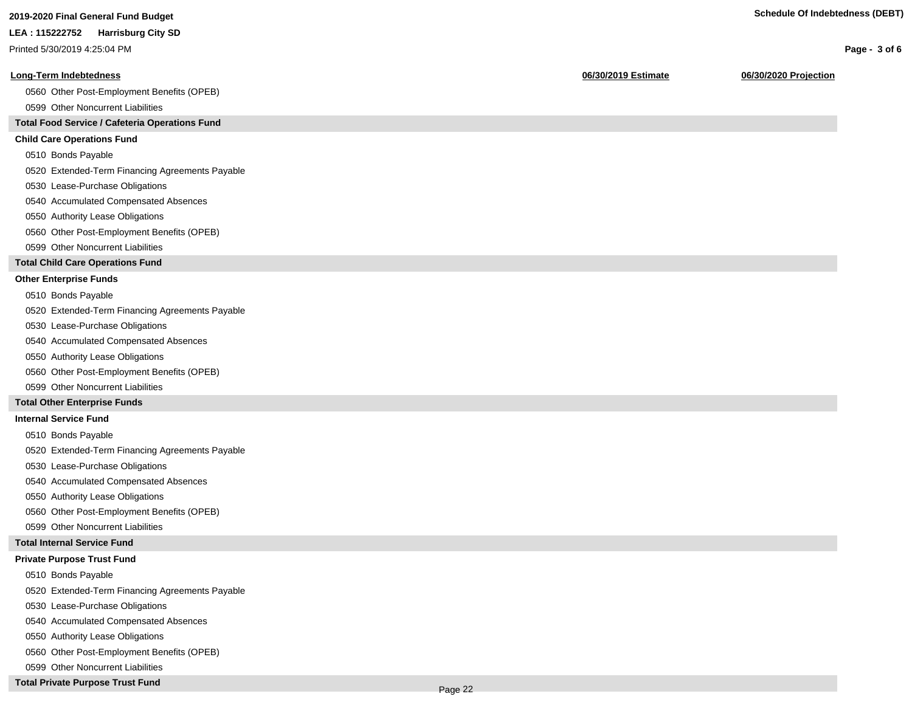| Long-Term Indebtedness | 06/30/2019 Estimate | 06/30/2020 Projection |
|---|---|---|
| 0560 Other Post-Employment Benefits (OPEB) | | |
| 0599 Other Noncurrent Liabilities | | |
| **Total Food Service / Cafeteria Operations Fund** | | |
| **Child Care Operations Fund** | | |
| 0510 Bonds Payable | | |
| 0520 Extended-Term Financing Agreements Payable | | |
| 0530 Lease-Purchase Obligations | | |
| 0540 Accumulated Compensated Absences | | |
| 0550 Authority Lease Obligations | | |
| 0560 Other Post-Employment Benefits (OPEB) | | |
| 0599 Other Noncurrent Liabilities | | |
| **Total Child Care Operations Fund** | | |
| **Other Enterprise Funds** | | |
| 0510 Bonds Payable | | |
| 0520 Extended-Term Financing Agreements Payable | | |
| 0530 Lease-Purchase Obligations | | |
| 0540 Accumulated Compensated Absences | | |
| 0550 Authority Lease Obligations | | |
| 0560 Other Post-Employment Benefits (OPEB) | | |
| 0599 Other Noncurrent Liabilities | | |
| **Total Other Enterprise Funds** | | |
| **Internal Service Fund** | | |
| 0510 Bonds Payable | | |
| 0520 Extended-Term Financing Agreements Payable | | |
| 0530 Lease-Purchase Obligations | | |
| 0540 Accumulated Compensated Absences | | |
| 0550 Authority Lease Obligations | | |
| 0560 Other Post-Employment Benefits (OPEB) | | |
| 0599 Other Noncurrent Liabilities | | |
| **Total Internal Service Fund** | | |
| **Private Purpose Trust Fund** | | |
| 0510 Bonds Payable | | |
| 0520 Extended-Term Financing Agreements Payable | | |
| 0530 Lease-Purchase Obligations | | |
| 0540 Accumulated Compensated Absences | | |
| 0550 Authority Lease Obligations | | |
| 0560 Other Post-Employment Benefits (OPEB) | | |
| 0599 Other Noncurrent Liabilities | | |
| **Total Private Purpose Trust Fund** | | |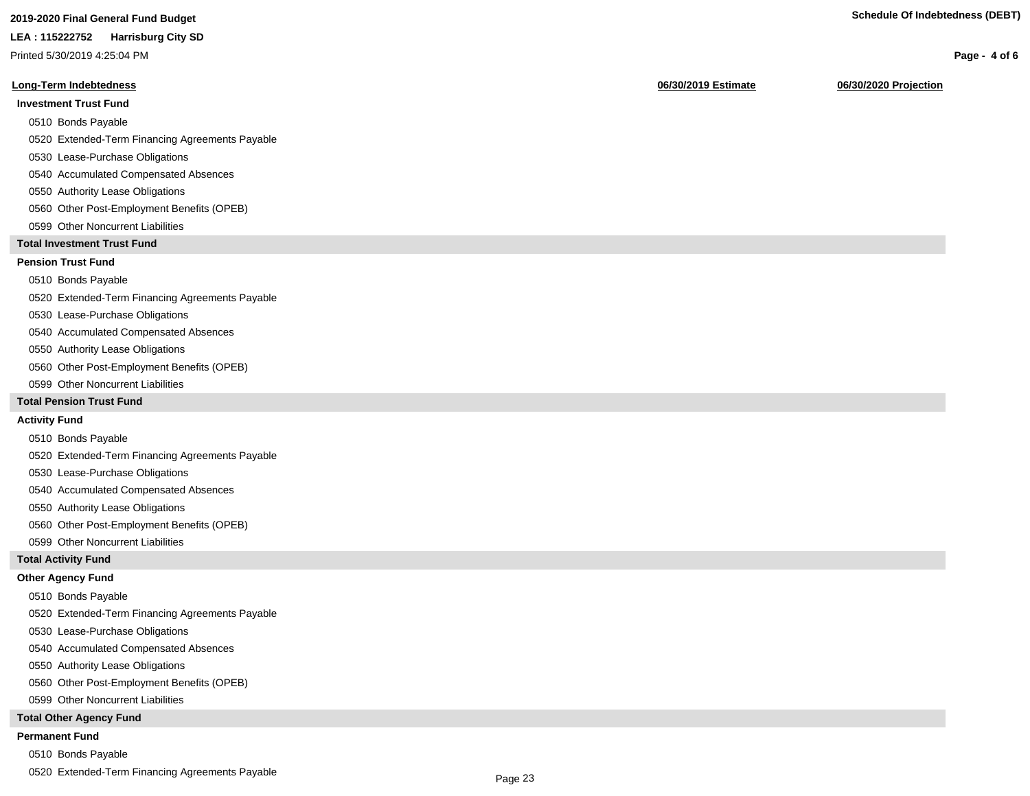| Long-Term Indebtedness | 06/30/2019 Estimate | 06/30/2020 Projection |
|---|---|---|
| **Investment Trust Fund** | | |
| 0510 Bonds Payable | | |
| 0520 Extended-Term Financing Agreements Payable | | |
| 0530 Lease-Purchase Obligations | | |
| 0540 Accumulated Compensated Absences | | |
| 0550 Authority Lease Obligations | | |
| 0560 Other Post-Employment Benefits (OPEB) | | |
| 0599 Other Noncurrent Liabilities | | |
| **Total Investment Trust Fund** | | |
| **Pension Trust Fund** | | |
| 0510 Bonds Payable | | |
| 0520 Extended-Term Financing Agreements Payable | | |
| 0530 Lease-Purchase Obligations | | |
| 0540 Accumulated Compensated Absences | | |
| 0550 Authority Lease Obligations | | |
| 0560 Other Post-Employment Benefits (OPEB) | | |
| 0599 Other Noncurrent Liabilities | | |
| **Total Pension Trust Fund** | | |
| **Activity Fund** | | |
| 0510 Bonds Payable | | |
| 0520 Extended-Term Financing Agreements Payable | | |
| 0530 Lease-Purchase Obligations | | |
| 0540 Accumulated Compensated Absences | | |
| 0550 Authority Lease Obligations | | |
| 0560 Other Post-Employment Benefits (OPEB) | | |
| 0599 Other Noncurrent Liabilities | | |
| **Total Activity Fund** | | |
| **Other Agency Fund** | | |
| 0510 Bonds Payable | | |
| 0520 Extended-Term Financing Agreements Payable | | |
| 0530 Lease-Purchase Obligations | | |
| 0540 Accumulated Compensated Absences | | |
| 0550 Authority Lease Obligations | | |
| 0560 Other Post-Employment Benefits (OPEB) | | |
| 0599 Other Noncurrent Liabilities | | |
| **Total Other Agency Fund** | | |
| **Permanent Fund** | | |
| 0510 Bonds Payable | | |
| 0520 Extended-Term Financing Agreements Payable | | |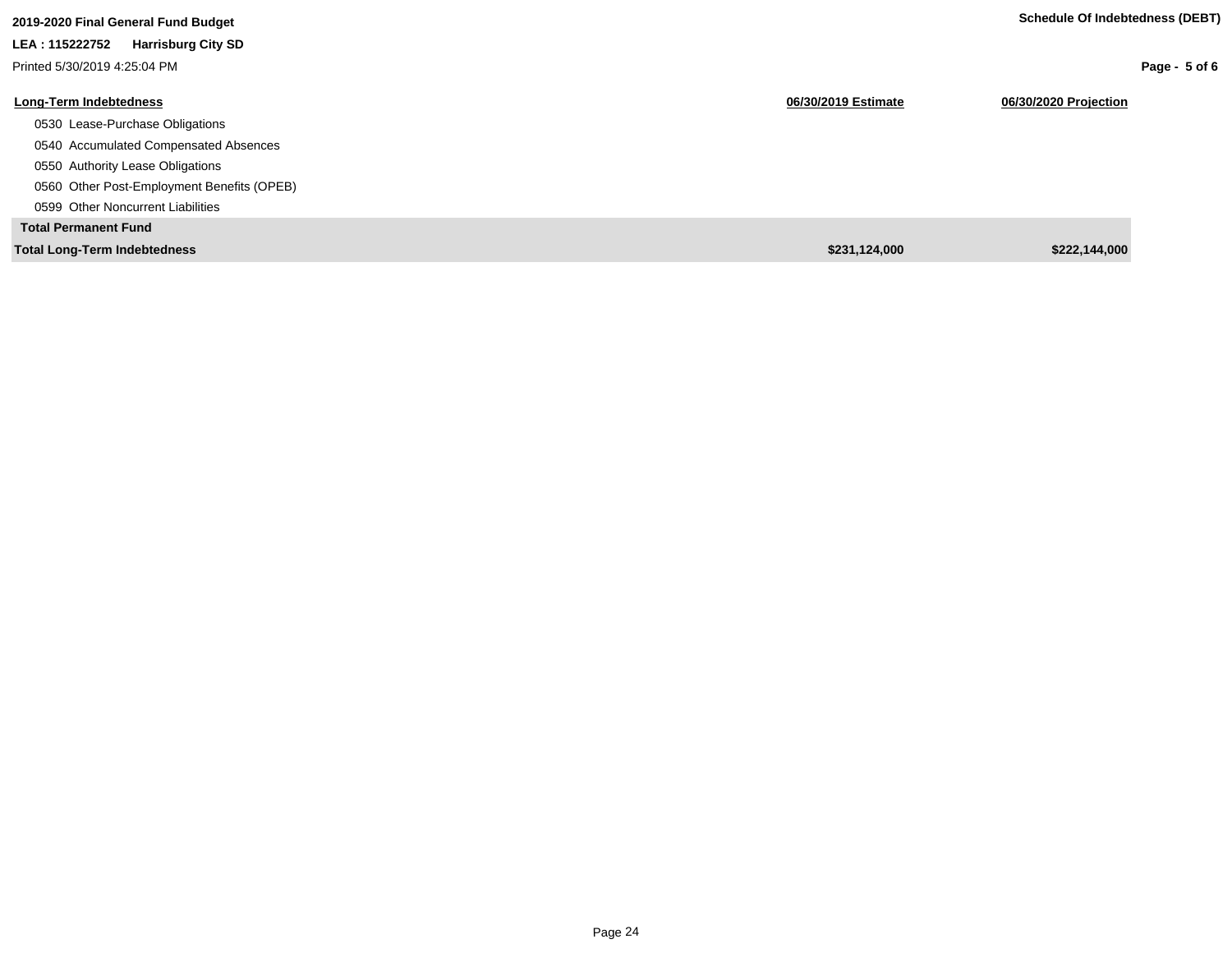**2019-2020 Final General Fund Budget**

**LEA : 115222752 Harrisburg City SD**

Printed 5/30/2019 4:25:04 PM

**Schedule Of Indebtedness (DEBT)**

| Long-Term Indebtedness | 06/30/2019 Estimate | 06/30/2020 Projection |
|---|---|---|
| 0530 Lease-Purchase Obligations | | |
| 0540 Accumulated Compensated Absences | | |
| 0550 Authority Lease Obligations | | |
| 0560 Other Post-Employment Benefits (OPEB) | | |
| 0599 Other Noncurrent Liabilities | | |
| **Total Permanent Fund** | | |
| **Total Long-Term Indebtedness** | **$231,124,000** | **$222,144,000** |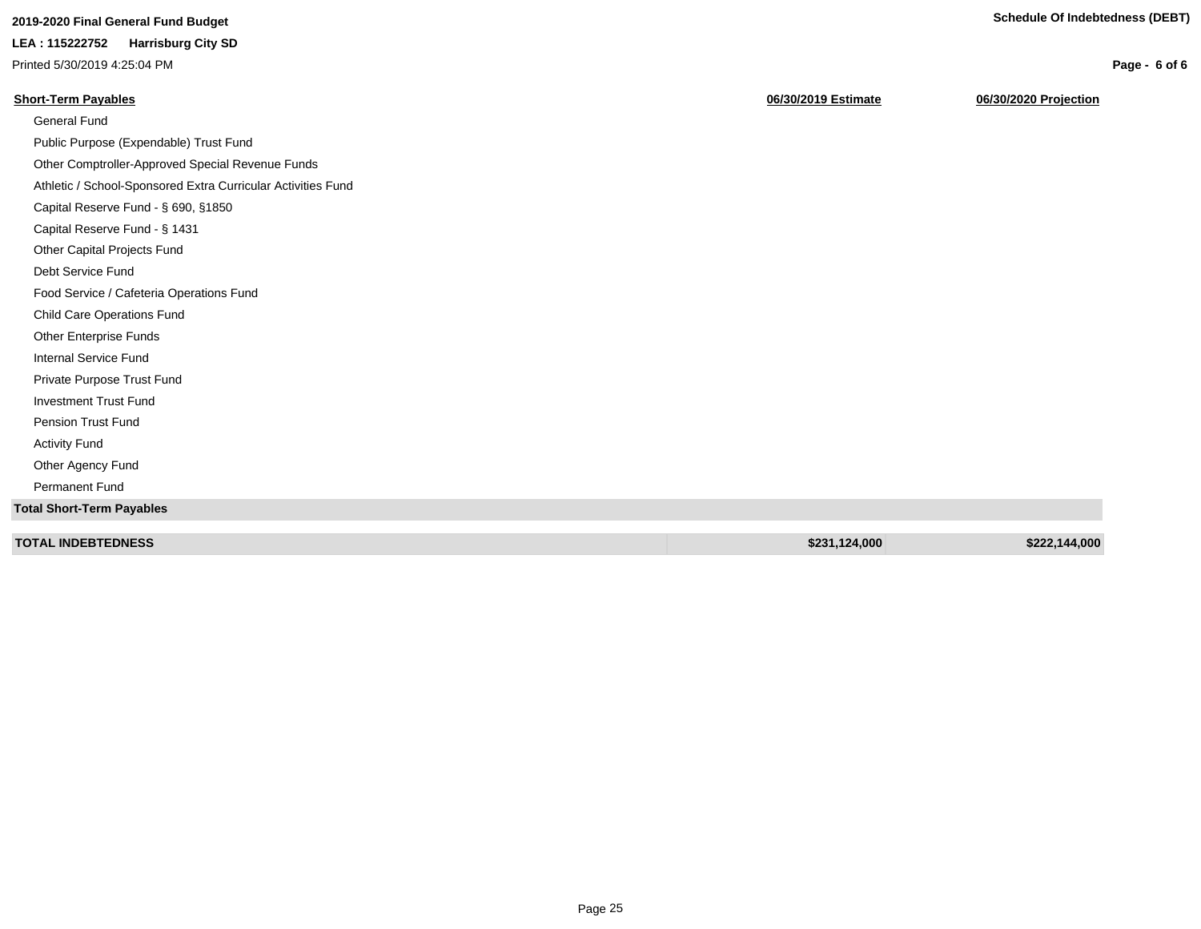**2019-2020 Final General Fund Budget**

**LEA : 115222752 Harrisburg City SD**

Printed 5/30/2019 4:25:04 PM

**Schedule Of Indebtedness (DEBT)**

| **Short-Term Payables** | **06/30/2019 Estimate** | **06/30/2020 Projection** |
|---|---|---|
| General Fund | | |
| Public Purpose (Expendable) Trust Fund | | |
| Other Comptroller-Approved Special Revenue Funds | | |
| Athletic / School-Sponsored Extra Curricular Activities Fund | | |
| Capital Reserve Fund - § 690, §1850 | | |
| Capital Reserve Fund - § 1431 | | |
| Other Capital Projects Fund | | |
| Debt Service Fund | | |
| Food Service / Cafeteria Operations Fund | | |
| Child Care Operations Fund | | |
| Other Enterprise Funds | | |
| Internal Service Fund | | |
| Private Purpose Trust Fund | | |
| Investment Trust Fund | | |
| Pension Trust Fund | | |
| Activity Fund | | |
| Other Agency Fund | | |
| Permanent Fund | | |
| **Total Short-Term Payables** | | |
| **TOTAL INDEBTEDNESS** | **$231,124,000** | **$222,144,000** |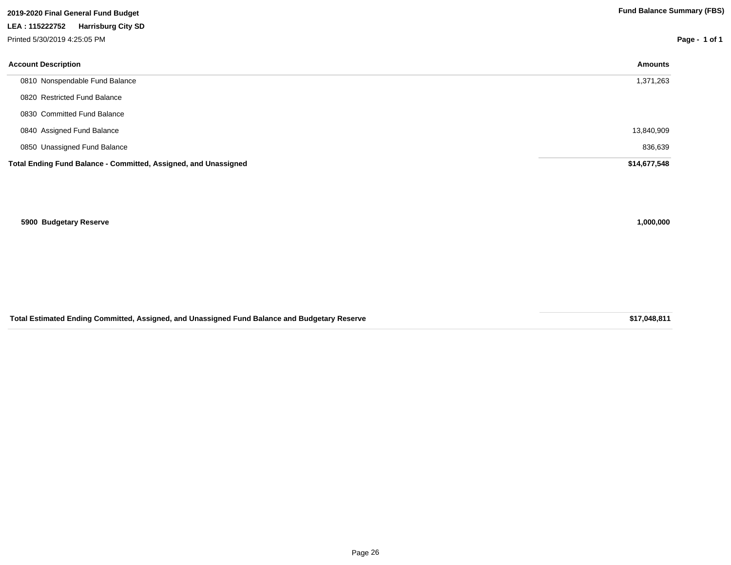**2019-2020 Final General Fund Budget**

**LEA : 115222752 Harrisburg City SD**

Printed 5/30/2019 4:25:05 PM

**Fund Balance Summary (FBS)**

| Account Description | Amounts |
|---|---|
| 0810 Nonspendable Fund Balance | 1,371,263 |
| 0820 Restricted Fund Balance | |
| 0830 Committed Fund Balance | |
| 0840 Assigned Fund Balance | 13,840,909 |
| 0850 Unassigned Fund Balance | 836,639 |
| **Total Ending Fund Balance - Committed, Assigned, and Unassigned** | **$14,677,548** |
| **5900 Budgetary Reserve** | **1,000,000** |
| **Total Estimated Ending Committed, Assigned, and Unassigned Fund Balance and Budgetary Reserve** | **$17,048,811** |